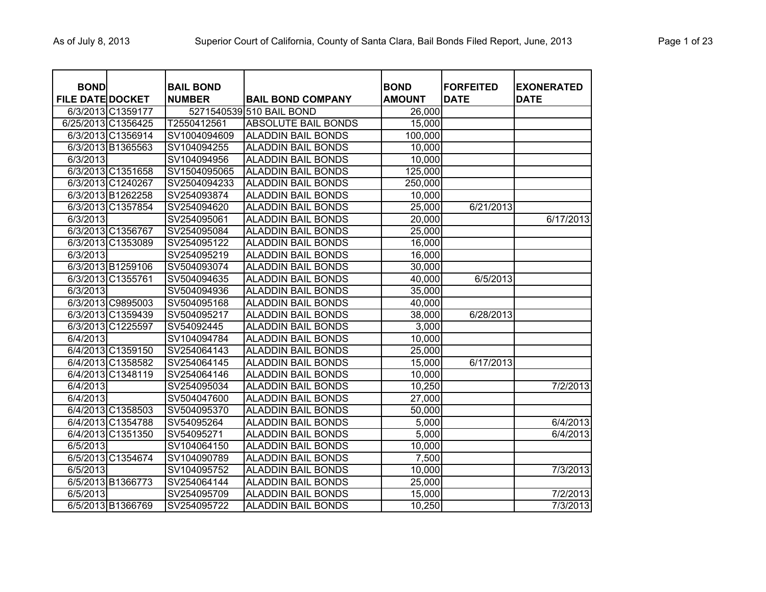| BOND FILE DATE | DOCKET | BAIL BOND NUMBER | BAIL BOND COMPANY | BOND AMOUNT | FORFEITED DATE | EXONERATED DATE |
|---|---|---|---|---|---|---|
| 6/3/2013 | C1359177 | 5271540539 | 510 BAIL BOND | 26,000 | | |
| 6/25/2013 | C1356425 | T2550412561 | ABSOLUTE BAIL BONDS | 15,000 | | |
| 6/3/2013 | C1356914 | SV1004094609 | ALADDIN BAIL BONDS | 100,000 | | |
| 6/3/2013 | B1365563 | SV104094255 | ALADDIN BAIL BONDS | 10,000 | | |
| 6/3/2013 | | SV104094956 | ALADDIN BAIL BONDS | 10,000 | | |
| 6/3/2013 | C1351658 | SV1504095065 | ALADDIN BAIL BONDS | 125,000 | | |
| 6/3/2013 | C1240267 | SV2504094233 | ALADDIN BAIL BONDS | 250,000 | | |
| 6/3/2013 | B1262258 | SV254093874 | ALADDIN BAIL BONDS | 10,000 | | |
| 6/3/2013 | C1357854 | SV254094620 | ALADDIN BAIL BONDS | 25,000 | 6/21/2013 | |
| 6/3/2013 | | SV254095061 | ALADDIN BAIL BONDS | 20,000 | | 6/17/2013 |
| 6/3/2013 | C1356767 | SV254095084 | ALADDIN BAIL BONDS | 25,000 | | |
| 6/3/2013 | C1353089 | SV254095122 | ALADDIN BAIL BONDS | 16,000 | | |
| 6/3/2013 | | SV254095219 | ALADDIN BAIL BONDS | 16,000 | | |
| 6/3/2013 | B1259106 | SV504093074 | ALADDIN BAIL BONDS | 30,000 | | |
| 6/3/2013 | C1355761 | SV504094635 | ALADDIN BAIL BONDS | 40,000 | 6/5/2013 | |
| 6/3/2013 | | SV504094936 | ALADDIN BAIL BONDS | 35,000 | | |
| 6/3/2013 | C9895003 | SV504095168 | ALADDIN BAIL BONDS | 40,000 | | |
| 6/3/2013 | C1359439 | SV504095217 | ALADDIN BAIL BONDS | 38,000 | 6/28/2013 | |
| 6/3/2013 | C1225597 | SV54092445 | ALADDIN BAIL BONDS | 3,000 | | |
| 6/4/2013 | | SV104094784 | ALADDIN BAIL BONDS | 10,000 | | |
| 6/4/2013 | C1359150 | SV254064143 | ALADDIN BAIL BONDS | 25,000 | | |
| 6/4/2013 | C1358582 | SV254064145 | ALADDIN BAIL BONDS | 15,000 | 6/17/2013 | |
| 6/4/2013 | C1348119 | SV254064146 | ALADDIN BAIL BONDS | 10,000 | | |
| 6/4/2013 | | SV254095034 | ALADDIN BAIL BONDS | 10,250 | | 7/2/2013 |
| 6/4/2013 | | SV504047600 | ALADDIN BAIL BONDS | 27,000 | | |
| 6/4/2013 | C1358503 | SV504095370 | ALADDIN BAIL BONDS | 50,000 | | |
| 6/4/2013 | C1354788 | SV54095264 | ALADDIN BAIL BONDS | 5,000 | | 6/4/2013 |
| 6/4/2013 | C1351350 | SV54095271 | ALADDIN BAIL BONDS | 5,000 | | 6/4/2013 |
| 6/5/2013 | | SV104064150 | ALADDIN BAIL BONDS | 10,000 | | |
| 6/5/2013 | C1354674 | SV104090789 | ALADDIN BAIL BONDS | 7,500 | | |
| 6/5/2013 | | SV104095752 | ALADDIN BAIL BONDS | 10,000 | | 7/3/2013 |
| 6/5/2013 | B1366773 | SV254064144 | ALADDIN BAIL BONDS | 25,000 | | |
| 6/5/2013 | | SV254095709 | ALADDIN BAIL BONDS | 15,000 | | 7/2/2013 |
| 6/5/2013 | B1366769 | SV254095722 | ALADDIN BAIL BONDS | 10,250 | | 7/3/2013 |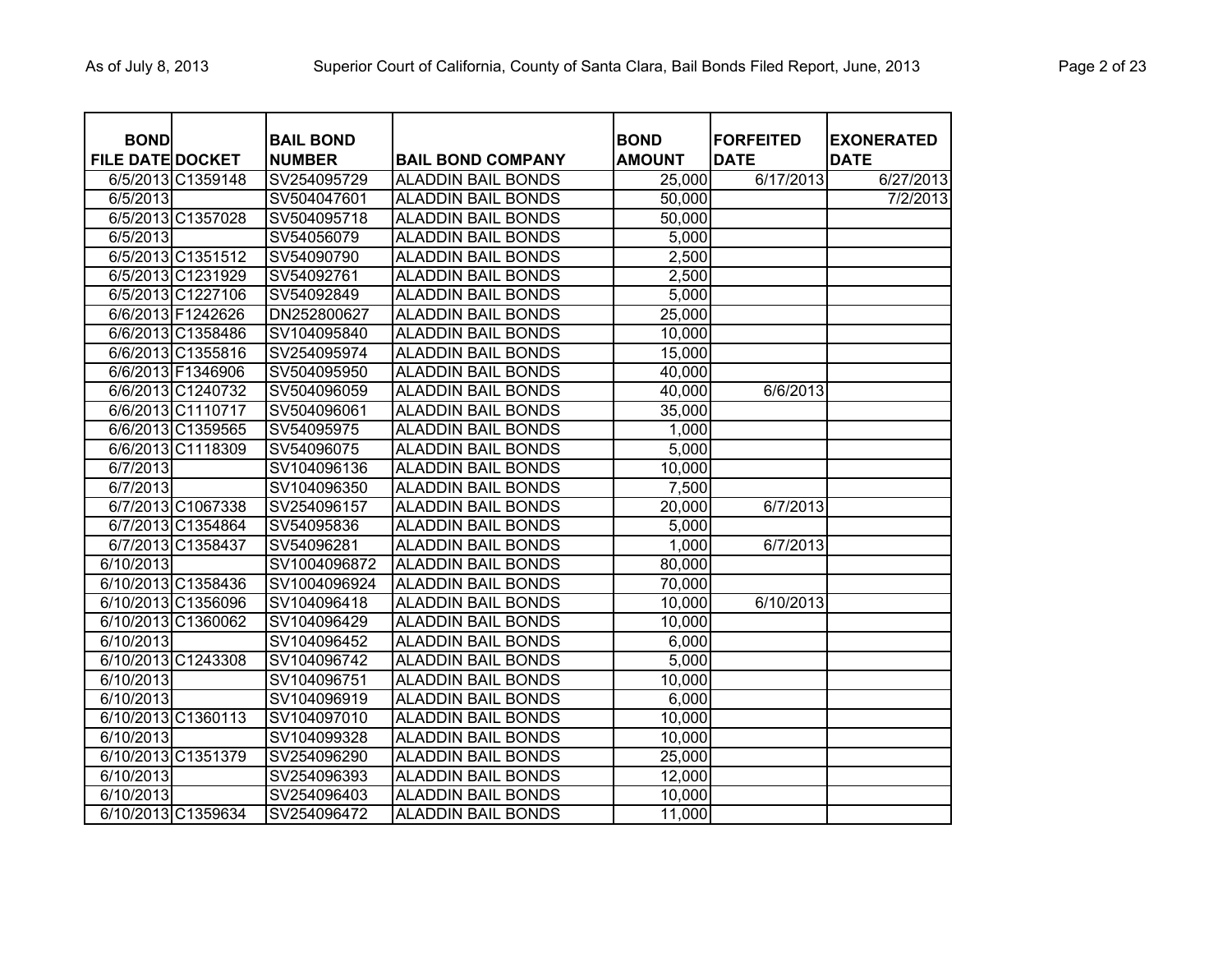| BOND FILE DATE | DOCKET | BAIL BOND NUMBER | BAIL BOND COMPANY | BOND AMOUNT | FORFEITED DATE | EXONERATED DATE |
|---|---|---|---|---|---|---|
| 6/5/2013 | C1359148 | SV254095729 | ALADDIN BAIL BONDS | 25,000 | 6/17/2013 | 6/27/2013 |
| 6/5/2013 | | SV504047601 | ALADDIN BAIL BONDS | 50,000 | | 7/2/2013 |
| 6/5/2013 | C1357028 | SV504095718 | ALADDIN BAIL BONDS | 50,000 | | |
| 6/5/2013 | | SV54056079 | ALADDIN BAIL BONDS | 5,000 | | |
| 6/5/2013 | C1351512 | SV54090790 | ALADDIN BAIL BONDS | 2,500 | | |
| 6/5/2013 | C1231929 | SV54092761 | ALADDIN BAIL BONDS | 2,500 | | |
| 6/5/2013 | C1227106 | SV54092849 | ALADDIN BAIL BONDS | 5,000 | | |
| 6/6/2013 | F1242626 | DN252800627 | ALADDIN BAIL BONDS | 25,000 | | |
| 6/6/2013 | C1358486 | SV104095840 | ALADDIN BAIL BONDS | 10,000 | | |
| 6/6/2013 | C1355816 | SV254095974 | ALADDIN BAIL BONDS | 15,000 | | |
| 6/6/2013 | F1346906 | SV504095950 | ALADDIN BAIL BONDS | 40,000 | | |
| 6/6/2013 | C1240732 | SV504096059 | ALADDIN BAIL BONDS | 40,000 | 6/6/2013 | |
| 6/6/2013 | C1110717 | SV504096061 | ALADDIN BAIL BONDS | 35,000 | | |
| 6/6/2013 | C1359565 | SV54095975 | ALADDIN BAIL BONDS | 1,000 | | |
| 6/6/2013 | C1118309 | SV54096075 | ALADDIN BAIL BONDS | 5,000 | | |
| 6/7/2013 | | SV104096136 | ALADDIN BAIL BONDS | 10,000 | | |
| 6/7/2013 | | SV104096350 | ALADDIN BAIL BONDS | 7,500 | | |
| 6/7/2013 | C1067338 | SV254096157 | ALADDIN BAIL BONDS | 20,000 | 6/7/2013 | |
| 6/7/2013 | C1354864 | SV54095836 | ALADDIN BAIL BONDS | 5,000 | | |
| 6/7/2013 | C1358437 | SV54096281 | ALADDIN BAIL BONDS | 1,000 | 6/7/2013 | |
| 6/10/2013 | | SV1004096872 | ALADDIN BAIL BONDS | 80,000 | | |
| 6/10/2013 | C1358436 | SV1004096924 | ALADDIN BAIL BONDS | 70,000 | | |
| 6/10/2013 | C1356096 | SV104096418 | ALADDIN BAIL BONDS | 10,000 | 6/10/2013 | |
| 6/10/2013 | C1360062 | SV104096429 | ALADDIN BAIL BONDS | 10,000 | | |
| 6/10/2013 | | SV104096452 | ALADDIN BAIL BONDS | 6,000 | | |
| 6/10/2013 | C1243308 | SV104096742 | ALADDIN BAIL BONDS | 5,000 | | |
| 6/10/2013 | | SV104096751 | ALADDIN BAIL BONDS | 10,000 | | |
| 6/10/2013 | | SV104096919 | ALADDIN BAIL BONDS | 6,000 | | |
| 6/10/2013 | C1360113 | SV104097010 | ALADDIN BAIL BONDS | 10,000 | | |
| 6/10/2013 | | SV104099328 | ALADDIN BAIL BONDS | 10,000 | | |
| 6/10/2013 | C1351379 | SV254096290 | ALADDIN BAIL BONDS | 25,000 | | |
| 6/10/2013 | | SV254096393 | ALADDIN BAIL BONDS | 12,000 | | |
| 6/10/2013 | | SV254096403 | ALADDIN BAIL BONDS | 10,000 | | |
| 6/10/2013 | C1359634 | SV254096472 | ALADDIN BAIL BONDS | 11,000 | | |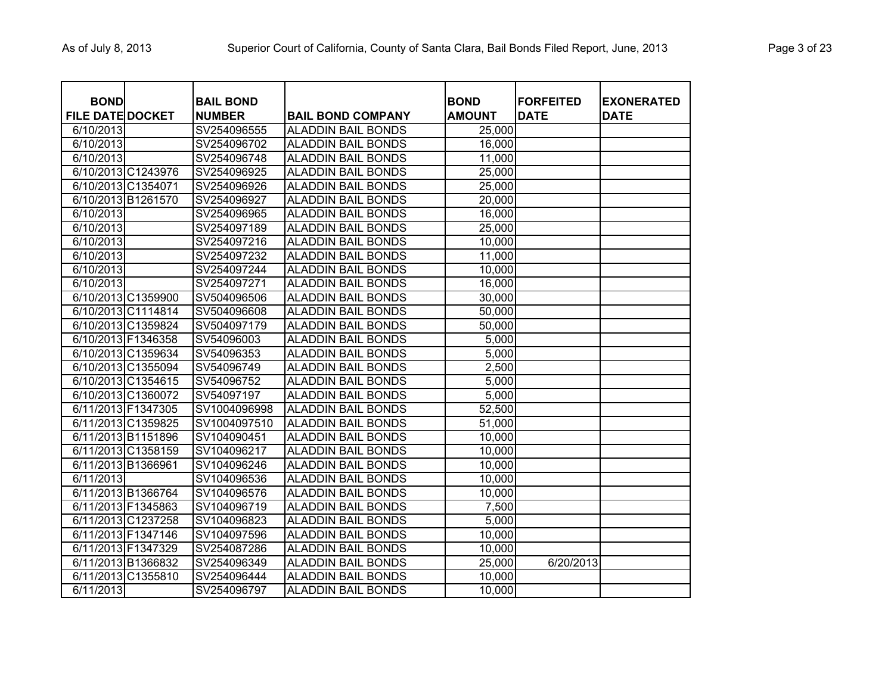| BOND FILE DATE | DOCKET | BAIL BOND NUMBER | BAIL BOND COMPANY | BOND AMOUNT | FORFEITED DATE | EXONERATED DATE |
|---|---|---|---|---|---|---|
| 6/10/2013 | | SV254096555 | ALADDIN BAIL BONDS | 25,000 | | |
| 6/10/2013 | | SV254096702 | ALADDIN BAIL BONDS | 16,000 | | |
| 6/10/2013 | | SV254096748 | ALADDIN BAIL BONDS | 11,000 | | |
| 6/10/2013 | C1243976 | SV254096925 | ALADDIN BAIL BONDS | 25,000 | | |
| 6/10/2013 | C1354071 | SV254096926 | ALADDIN BAIL BONDS | 25,000 | | |
| 6/10/2013 | B1261570 | SV254096927 | ALADDIN BAIL BONDS | 20,000 | | |
| 6/10/2013 | | SV254096965 | ALADDIN BAIL BONDS | 16,000 | | |
| 6/10/2013 | | SV254097189 | ALADDIN BAIL BONDS | 25,000 | | |
| 6/10/2013 | | SV254097216 | ALADDIN BAIL BONDS | 10,000 | | |
| 6/10/2013 | | SV254097232 | ALADDIN BAIL BONDS | 11,000 | | |
| 6/10/2013 | | SV254097244 | ALADDIN BAIL BONDS | 10,000 | | |
| 6/10/2013 | | SV254097271 | ALADDIN BAIL BONDS | 16,000 | | |
| 6/10/2013 | C1359900 | SV504096506 | ALADDIN BAIL BONDS | 30,000 | | |
| 6/10/2013 | C1114814 | SV504096608 | ALADDIN BAIL BONDS | 50,000 | | |
| 6/10/2013 | C1359824 | SV504097179 | ALADDIN BAIL BONDS | 50,000 | | |
| 6/10/2013 | F1346358 | SV54096003 | ALADDIN BAIL BONDS | 5,000 | | |
| 6/10/2013 | C1359634 | SV54096353 | ALADDIN BAIL BONDS | 5,000 | | |
| 6/10/2013 | C1355094 | SV54096749 | ALADDIN BAIL BONDS | 2,500 | | |
| 6/10/2013 | C1354615 | SV54096752 | ALADDIN BAIL BONDS | 5,000 | | |
| 6/10/2013 | C1360072 | SV54097197 | ALADDIN BAIL BONDS | 5,000 | | |
| 6/11/2013 | F1347305 | SV1004096998 | ALADDIN BAIL BONDS | 52,500 | | |
| 6/11/2013 | C1359825 | SV1004097510 | ALADDIN BAIL BONDS | 51,000 | | |
| 6/11/2013 | B1151896 | SV104090451 | ALADDIN BAIL BONDS | 10,000 | | |
| 6/11/2013 | C1358159 | SV104096217 | ALADDIN BAIL BONDS | 10,000 | | |
| 6/11/2013 | B1366961 | SV104096246 | ALADDIN BAIL BONDS | 10,000 | | |
| 6/11/2013 | | SV104096536 | ALADDIN BAIL BONDS | 10,000 | | |
| 6/11/2013 | B1366764 | SV104096576 | ALADDIN BAIL BONDS | 10,000 | | |
| 6/11/2013 | F1345863 | SV104096719 | ALADDIN BAIL BONDS | 7,500 | | |
| 6/11/2013 | C1237258 | SV104096823 | ALADDIN BAIL BONDS | 5,000 | | |
| 6/11/2013 | F1347146 | SV104097596 | ALADDIN BAIL BONDS | 10,000 | | |
| 6/11/2013 | F1347329 | SV254087286 | ALADDIN BAIL BONDS | 10,000 | | |
| 6/11/2013 | B1366832 | SV254096349 | ALADDIN BAIL BONDS | 25,000 | 6/20/2013 | |
| 6/11/2013 | C1355810 | SV254096444 | ALADDIN BAIL BONDS | 10,000 | | |
| 6/11/2013 | | SV254096797 | ALADDIN BAIL BONDS | 10,000 | | |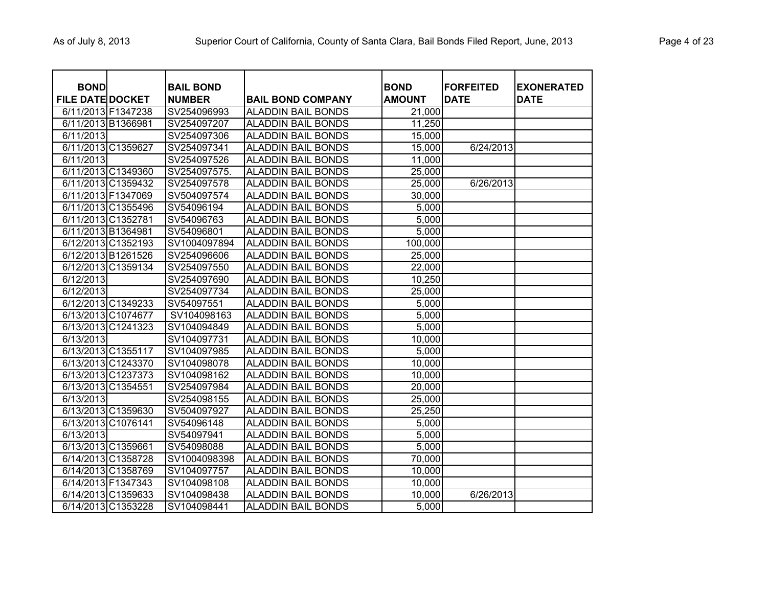| BOND FILE DATE | DOCKET | BAIL BOND NUMBER | BAIL BOND COMPANY | BOND AMOUNT | FORFEITED DATE | EXONERATED DATE |
|---|---|---|---|---|---|---|
| 6/11/2013 | F1347238 | SV254096993 | ALADDIN BAIL BONDS | 21,000 | | |
| 6/11/2013 | B1366981 | SV254097207 | ALADDIN BAIL BONDS | 11,250 | | |
| 6/11/2013 | | SV254097306 | ALADDIN BAIL BONDS | 15,000 | | |
| 6/11/2013 | C1359627 | SV254097341 | ALADDIN BAIL BONDS | 15,000 | 6/24/2013 | |
| 6/11/2013 | | SV254097526 | ALADDIN BAIL BONDS | 11,000 | | |
| 6/11/2013 | C1349360 | SV254097575. | ALADDIN BAIL BONDS | 25,000 | | |
| 6/11/2013 | C1359432 | SV254097578 | ALADDIN BAIL BONDS | 25,000 | 6/26/2013 | |
| 6/11/2013 | F1347069 | SV504097574 | ALADDIN BAIL BONDS | 30,000 | | |
| 6/11/2013 | C1355496 | SV54096194 | ALADDIN BAIL BONDS | 5,000 | | |
| 6/11/2013 | C1352781 | SV54096763 | ALADDIN BAIL BONDS | 5,000 | | |
| 6/11/2013 | B1364981 | SV54096801 | ALADDIN BAIL BONDS | 5,000 | | |
| 6/12/2013 | C1352193 | SV1004097894 | ALADDIN BAIL BONDS | 100,000 | | |
| 6/12/2013 | B1261526 | SV254096606 | ALADDIN BAIL BONDS | 25,000 | | |
| 6/12/2013 | C1359134 | SV254097550 | ALADDIN BAIL BONDS | 22,000 | | |
| 6/12/2013 | | SV254097690 | ALADDIN BAIL BONDS | 10,250 | | |
| 6/12/2013 | | SV254097734 | ALADDIN BAIL BONDS | 25,000 | | |
| 6/12/2013 | C1349233 | SV54097551 | ALADDIN BAIL BONDS | 5,000 | | |
| 6/13/2013 | C1074677 | SV104098163 | ALADDIN BAIL BONDS | 5,000 | | |
| 6/13/2013 | C1241323 | SV104094849 | ALADDIN BAIL BONDS | 5,000 | | |
| 6/13/2013 | | SV104097731 | ALADDIN BAIL BONDS | 10,000 | | |
| 6/13/2013 | C1355117 | SV104097985 | ALADDIN BAIL BONDS | 5,000 | | |
| 6/13/2013 | C1243370 | SV104098078 | ALADDIN BAIL BONDS | 10,000 | | |
| 6/13/2013 | C1237373 | SV104098162 | ALADDIN BAIL BONDS | 10,000 | | |
| 6/13/2013 | C1354551 | SV254097984 | ALADDIN BAIL BONDS | 20,000 | | |
| 6/13/2013 | | SV254098155 | ALADDIN BAIL BONDS | 25,000 | | |
| 6/13/2013 | C1359630 | SV504097927 | ALADDIN BAIL BONDS | 25,250 | | |
| 6/13/2013 | C1076141 | SV54096148 | ALADDIN BAIL BONDS | 5,000 | | |
| 6/13/2013 | | SV54097941 | ALADDIN BAIL BONDS | 5,000 | | |
| 6/13/2013 | C1359661 | SV54098088 | ALADDIN BAIL BONDS | 5,000 | | |
| 6/14/2013 | C1358728 | SV1004098398 | ALADDIN BAIL BONDS | 70,000 | | |
| 6/14/2013 | C1358769 | SV104097757 | ALADDIN BAIL BONDS | 10,000 | | |
| 6/14/2013 | F1347343 | SV104098108 | ALADDIN BAIL BONDS | 10,000 | | |
| 6/14/2013 | C1359633 | SV104098438 | ALADDIN BAIL BONDS | 10,000 | 6/26/2013 | |
| 6/14/2013 | C1353228 | SV104098441 | ALADDIN BAIL BONDS | 5,000 | | |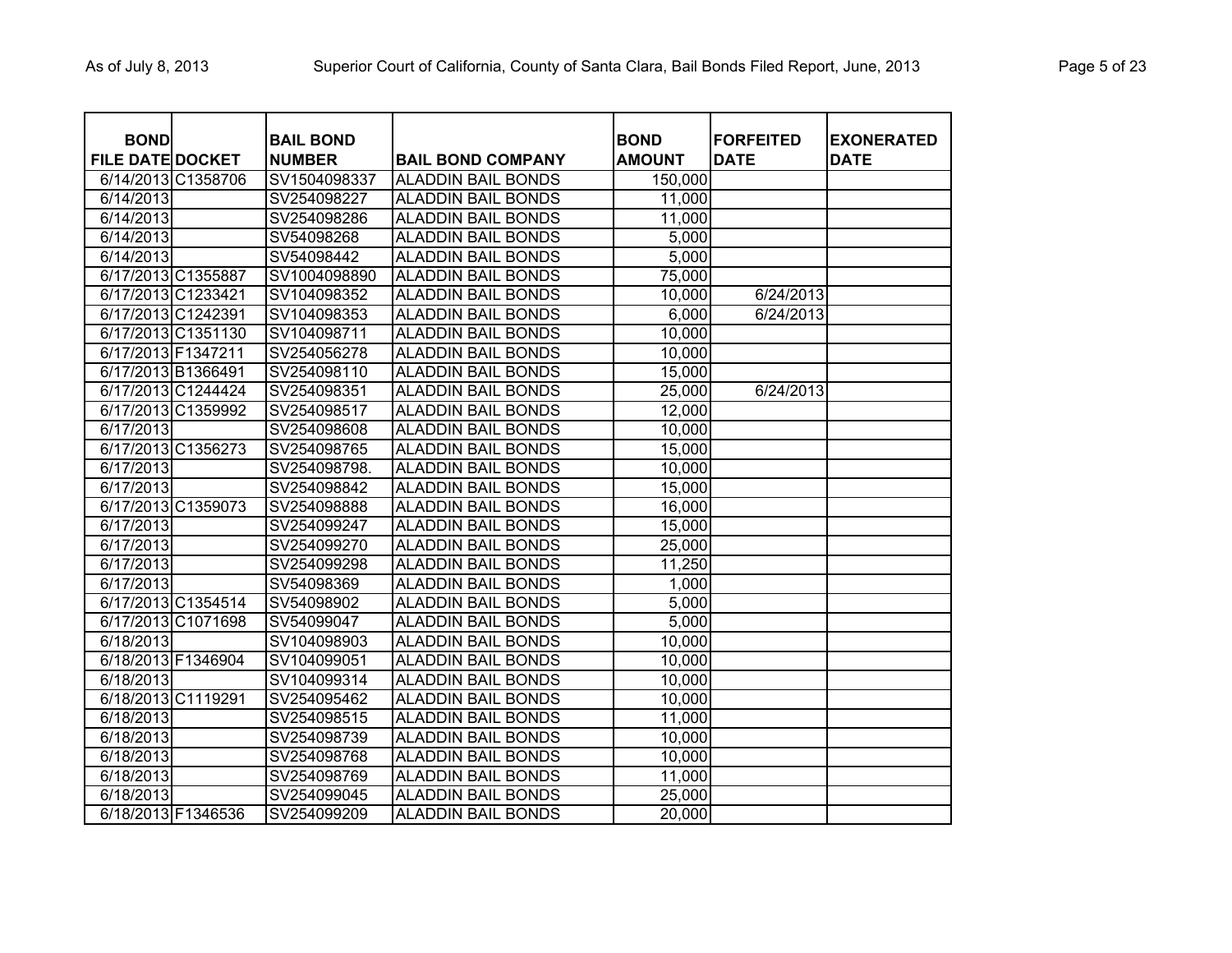| BOND FILE DATE | DOCKET | BAIL BOND NUMBER | BAIL BOND COMPANY | BOND AMOUNT | FORFEITED DATE | EXONERATED DATE |
|---|---|---|---|---|---|---|
| 6/14/2013 | C1358706 | SV1504098337 | ALADDIN BAIL BONDS | 150,000 | | |
| 6/14/2013 | | SV254098227 | ALADDIN BAIL BONDS | 11,000 | | |
| 6/14/2013 | | SV254098286 | ALADDIN BAIL BONDS | 11,000 | | |
| 6/14/2013 | | SV54098268 | ALADDIN BAIL BONDS | 5,000 | | |
| 6/14/2013 | | SV54098442 | ALADDIN BAIL BONDS | 5,000 | | |
| 6/17/2013 | C1355887 | SV1004098890 | ALADDIN BAIL BONDS | 75,000 | | |
| 6/17/2013 | C1233421 | SV104098352 | ALADDIN BAIL BONDS | 10,000 | 6/24/2013 | |
| 6/17/2013 | C1242391 | SV104098353 | ALADDIN BAIL BONDS | 6,000 | 6/24/2013 | |
| 6/17/2013 | C1351130 | SV104098711 | ALADDIN BAIL BONDS | 10,000 | | |
| 6/17/2013 | F1347211 | SV254056278 | ALADDIN BAIL BONDS | 10,000 | | |
| 6/17/2013 | B1366491 | SV254098110 | ALADDIN BAIL BONDS | 15,000 | | |
| 6/17/2013 | C1244424 | SV254098351 | ALADDIN BAIL BONDS | 25,000 | 6/24/2013 | |
| 6/17/2013 | C1359992 | SV254098517 | ALADDIN BAIL BONDS | 12,000 | | |
| 6/17/2013 | | SV254098608 | ALADDIN BAIL BONDS | 10,000 | | |
| 6/17/2013 | C1356273 | SV254098765 | ALADDIN BAIL BONDS | 15,000 | | |
| 6/17/2013 | | SV254098798. | ALADDIN BAIL BONDS | 10,000 | | |
| 6/17/2013 | | SV254098842 | ALADDIN BAIL BONDS | 15,000 | | |
| 6/17/2013 | C1359073 | SV254098888 | ALADDIN BAIL BONDS | 16,000 | | |
| 6/17/2013 | | SV254099247 | ALADDIN BAIL BONDS | 15,000 | | |
| 6/17/2013 | | SV254099270 | ALADDIN BAIL BONDS | 25,000 | | |
| 6/17/2013 | | SV254099298 | ALADDIN BAIL BONDS | 11,250 | | |
| 6/17/2013 | | SV54098369 | ALADDIN BAIL BONDS | 1,000 | | |
| 6/17/2013 | C1354514 | SV54098902 | ALADDIN BAIL BONDS | 5,000 | | |
| 6/17/2013 | C1071698 | SV54099047 | ALADDIN BAIL BONDS | 5,000 | | |
| 6/18/2013 | | SV104098903 | ALADDIN BAIL BONDS | 10,000 | | |
| 6/18/2013 | F1346904 | SV104099051 | ALADDIN BAIL BONDS | 10,000 | | |
| 6/18/2013 | | SV104099314 | ALADDIN BAIL BONDS | 10,000 | | |
| 6/18/2013 | C1119291 | SV254095462 | ALADDIN BAIL BONDS | 10,000 | | |
| 6/18/2013 | | SV254098515 | ALADDIN BAIL BONDS | 11,000 | | |
| 6/18/2013 | | SV254098739 | ALADDIN BAIL BONDS | 10,000 | | |
| 6/18/2013 | | SV254098768 | ALADDIN BAIL BONDS | 10,000 | | |
| 6/18/2013 | | SV254098769 | ALADDIN BAIL BONDS | 11,000 | | |
| 6/18/2013 | | SV254099045 | ALADDIN BAIL BONDS | 25,000 | | |
| 6/18/2013 | F1346536 | SV254099209 | ALADDIN BAIL BONDS | 20,000 | | |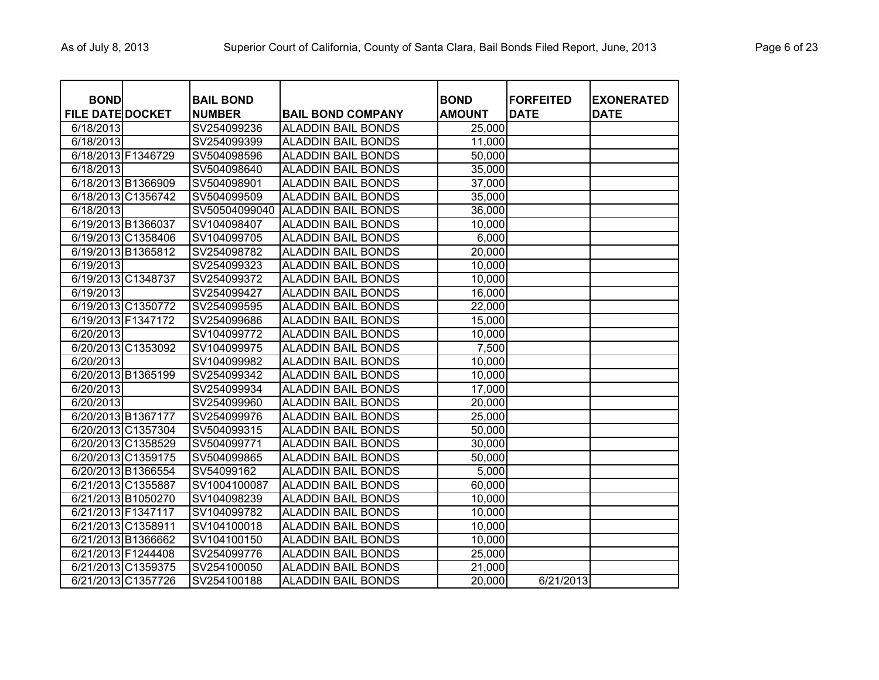| BOND FILE DATE | DOCKET | BAIL BOND NUMBER | BAIL BOND COMPANY | BOND AMOUNT | FORFEITED DATE | EXONERATED DATE |
|---|---|---|---|---|---|---|
| 6/18/2013 | | SV254099236 | ALADDIN BAIL BONDS | 25,000 | | |
| 6/18/2013 | | SV254099399 | ALADDIN BAIL BONDS | 11,000 | | |
| 6/18/2013 | F1346729 | SV504098596 | ALADDIN BAIL BONDS | 50,000 | | |
| 6/18/2013 | | SV504098640 | ALADDIN BAIL BONDS | 35,000 | | |
| 6/18/2013 | B1366909 | SV504098901 | ALADDIN BAIL BONDS | 37,000 | | |
| 6/18/2013 | C1356742 | SV504099509 | ALADDIN BAIL BONDS | 35,000 | | |
| 6/18/2013 | | SV50504099040 | ALADDIN BAIL BONDS | 36,000 | | |
| 6/19/2013 | B1366037 | SV104098407 | ALADDIN BAIL BONDS | 10,000 | | |
| 6/19/2013 | C1358406 | SV104099705 | ALADDIN BAIL BONDS | 6,000 | | |
| 6/19/2013 | B1365812 | SV254098782 | ALADDIN BAIL BONDS | 20,000 | | |
| 6/19/2013 | | SV254099323 | ALADDIN BAIL BONDS | 10,000 | | |
| 6/19/2013 | C1348737 | SV254099372 | ALADDIN BAIL BONDS | 10,000 | | |
| 6/19/2013 | | SV254099427 | ALADDIN BAIL BONDS | 16,000 | | |
| 6/19/2013 | C1350772 | SV254099595 | ALADDIN BAIL BONDS | 22,000 | | |
| 6/19/2013 | F1347172 | SV254099686 | ALADDIN BAIL BONDS | 15,000 | | |
| 6/20/2013 | | SV104099772 | ALADDIN BAIL BONDS | 10,000 | | |
| 6/20/2013 | C1353092 | SV104099975 | ALADDIN BAIL BONDS | 7,500 | | |
| 6/20/2013 | | SV104099982 | ALADDIN BAIL BONDS | 10,000 | | |
| 6/20/2013 | B1365199 | SV254099342 | ALADDIN BAIL BONDS | 10,000 | | |
| 6/20/2013 | | SV254099934 | ALADDIN BAIL BONDS | 17,000 | | |
| 6/20/2013 | | SV254099960 | ALADDIN BAIL BONDS | 20,000 | | |
| 6/20/2013 | B1367177 | SV254099976 | ALADDIN BAIL BONDS | 25,000 | | |
| 6/20/2013 | C1357304 | SV504099315 | ALADDIN BAIL BONDS | 50,000 | | |
| 6/20/2013 | C1358529 | SV504099771 | ALADDIN BAIL BONDS | 30,000 | | |
| 6/20/2013 | C1359175 | SV504099865 | ALADDIN BAIL BONDS | 50,000 | | |
| 6/20/2013 | B1366554 | SV54099162 | ALADDIN BAIL BONDS | 5,000 | | |
| 6/21/2013 | C1355887 | SV1004100087 | ALADDIN BAIL BONDS | 60,000 | | |
| 6/21/2013 | B1050270 | SV104098239 | ALADDIN BAIL BONDS | 10,000 | | |
| 6/21/2013 | F1347117 | SV104099782 | ALADDIN BAIL BONDS | 10,000 | | |
| 6/21/2013 | C1358911 | SV104100018 | ALADDIN BAIL BONDS | 10,000 | | |
| 6/21/2013 | B1366662 | SV104100150 | ALADDIN BAIL BONDS | 10,000 | | |
| 6/21/2013 | F1244408 | SV254099776 | ALADDIN BAIL BONDS | 25,000 | | |
| 6/21/2013 | C1359375 | SV254100050 | ALADDIN BAIL BONDS | 21,000 | | |
| 6/21/2013 | C1357726 | SV254100188 | ALADDIN BAIL BONDS | 20,000 | 6/21/2013 | |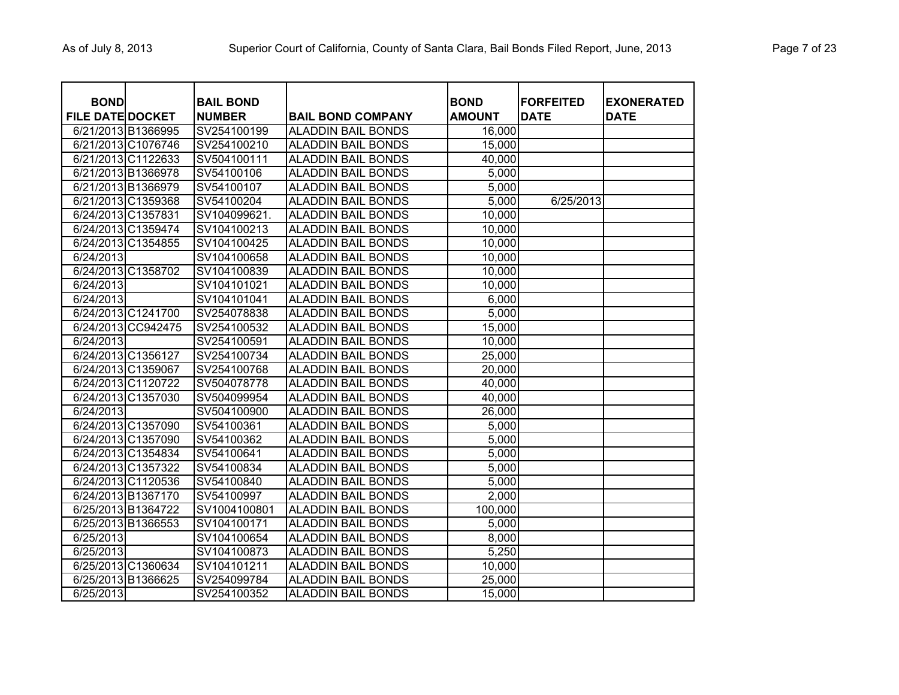| BOND FILE DATE | DOCKET | BAIL BOND NUMBER | BAIL BOND COMPANY | BOND AMOUNT | FORFEITED DATE | EXONERATED DATE |
|---|---|---|---|---|---|---|
| 6/21/2013 | B1366995 | SV254100199 | ALADDIN BAIL BONDS | 16,000 | | |
| 6/21/2013 | C1076746 | SV254100210 | ALADDIN BAIL BONDS | 15,000 | | |
| 6/21/2013 | C1122633 | SV504100111 | ALADDIN BAIL BONDS | 40,000 | | |
| 6/21/2013 | B1366978 | SV54100106 | ALADDIN BAIL BONDS | 5,000 | | |
| 6/21/2013 | B1366979 | SV54100107 | ALADDIN BAIL BONDS | 5,000 | | |
| 6/21/2013 | C1359368 | SV54100204 | ALADDIN BAIL BONDS | 5,000 | 6/25/2013 | |
| 6/24/2013 | C1357831 | SV104099621. | ALADDIN BAIL BONDS | 10,000 | | |
| 6/24/2013 | C1359474 | SV104100213 | ALADDIN BAIL BONDS | 10,000 | | |
| 6/24/2013 | C1354855 | SV104100425 | ALADDIN BAIL BONDS | 10,000 | | |
| 6/24/2013 | | SV104100658 | ALADDIN BAIL BONDS | 10,000 | | |
| 6/24/2013 | C1358702 | SV104100839 | ALADDIN BAIL BONDS | 10,000 | | |
| 6/24/2013 | | SV104101021 | ALADDIN BAIL BONDS | 10,000 | | |
| 6/24/2013 | | SV104101041 | ALADDIN BAIL BONDS | 6,000 | | |
| 6/24/2013 | C1241700 | SV254078838 | ALADDIN BAIL BONDS | 5,000 | | |
| 6/24/2013 | CC942475 | SV254100532 | ALADDIN BAIL BONDS | 15,000 | | |
| 6/24/2013 | | SV254100591 | ALADDIN BAIL BONDS | 10,000 | | |
| 6/24/2013 | C1356127 | SV254100734 | ALADDIN BAIL BONDS | 25,000 | | |
| 6/24/2013 | C1359067 | SV254100768 | ALADDIN BAIL BONDS | 20,000 | | |
| 6/24/2013 | C1120722 | SV504078778 | ALADDIN BAIL BONDS | 40,000 | | |
| 6/24/2013 | C1357030 | SV504099954 | ALADDIN BAIL BONDS | 40,000 | | |
| 6/24/2013 | | SV504100900 | ALADDIN BAIL BONDS | 26,000 | | |
| 6/24/2013 | C1357090 | SV54100361 | ALADDIN BAIL BONDS | 5,000 | | |
| 6/24/2013 | C1357090 | SV54100362 | ALADDIN BAIL BONDS | 5,000 | | |
| 6/24/2013 | C1354834 | SV54100641 | ALADDIN BAIL BONDS | 5,000 | | |
| 6/24/2013 | C1357322 | SV54100834 | ALADDIN BAIL BONDS | 5,000 | | |
| 6/24/2013 | C1120536 | SV54100840 | ALADDIN BAIL BONDS | 5,000 | | |
| 6/24/2013 | B1367170 | SV54100997 | ALADDIN BAIL BONDS | 2,000 | | |
| 6/25/2013 | B1364722 | SV1004100801 | ALADDIN BAIL BONDS | 100,000 | | |
| 6/25/2013 | B1366553 | SV104100171 | ALADDIN BAIL BONDS | 5,000 | | |
| 6/25/2013 | | SV104100654 | ALADDIN BAIL BONDS | 8,000 | | |
| 6/25/2013 | | SV104100873 | ALADDIN BAIL BONDS | 5,250 | | |
| 6/25/2013 | C1360634 | SV104101211 | ALADDIN BAIL BONDS | 10,000 | | |
| 6/25/2013 | B1366625 | SV254099784 | ALADDIN BAIL BONDS | 25,000 | | |
| 6/25/2013 | | SV254100352 | ALADDIN BAIL BONDS | 15,000 | | |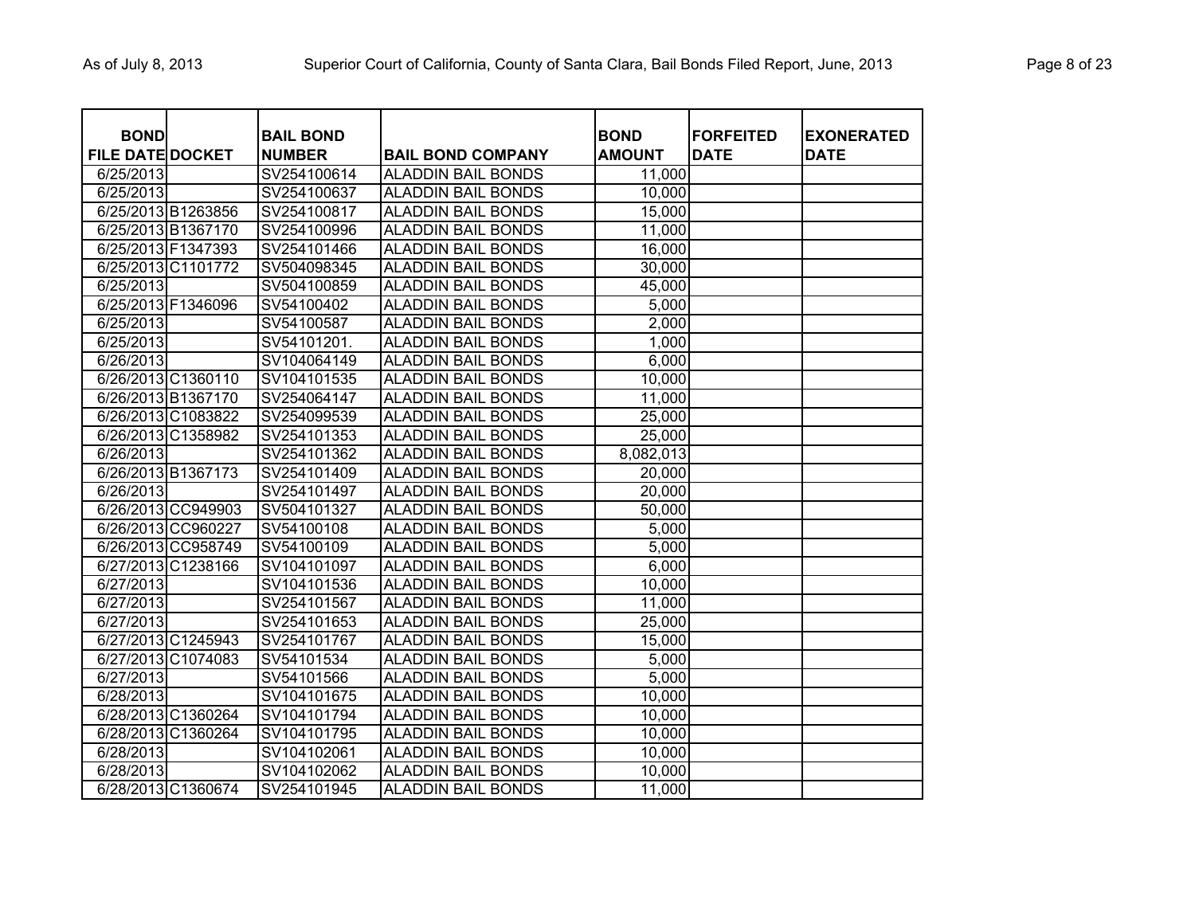| BOND FILE DATE | DOCKET | BAIL BOND NUMBER | BAIL BOND COMPANY | BOND AMOUNT | FORFEITED DATE | EXONERATED DATE |
|---|---|---|---|---|---|---|
| 6/25/2013 | | SV254100614 | ALADDIN BAIL BONDS | 11,000 | | |
| 6/25/2013 | | SV254100637 | ALADDIN BAIL BONDS | 10,000 | | |
| 6/25/2013 | B1263856 | SV254100817 | ALADDIN BAIL BONDS | 15,000 | | |
| 6/25/2013 | B1367170 | SV254100996 | ALADDIN BAIL BONDS | 11,000 | | |
| 6/25/2013 | F1347393 | SV254101466 | ALADDIN BAIL BONDS | 16,000 | | |
| 6/25/2013 | C1101772 | SV504098345 | ALADDIN BAIL BONDS | 30,000 | | |
| 6/25/2013 | | SV504100859 | ALADDIN BAIL BONDS | 45,000 | | |
| 6/25/2013 | F1346096 | SV54100402 | ALADDIN BAIL BONDS | 5,000 | | |
| 6/25/2013 | | SV54100587 | ALADDIN BAIL BONDS | 2,000 | | |
| 6/25/2013 | | SV54101201. | ALADDIN BAIL BONDS | 1,000 | | |
| 6/26/2013 | | SV104064149 | ALADDIN BAIL BONDS | 6,000 | | |
| 6/26/2013 | C1360110 | SV104101535 | ALADDIN BAIL BONDS | 10,000 | | |
| 6/26/2013 | B1367170 | SV254064147 | ALADDIN BAIL BONDS | 11,000 | | |
| 6/26/2013 | C1083822 | SV254099539 | ALADDIN BAIL BONDS | 25,000 | | |
| 6/26/2013 | C1358982 | SV254101353 | ALADDIN BAIL BONDS | 25,000 | | |
| 6/26/2013 | | SV254101362 | ALADDIN BAIL BONDS | 8,082,013 | | |
| 6/26/2013 | B1367173 | SV254101409 | ALADDIN BAIL BONDS | 20,000 | | |
| 6/26/2013 | | SV254101497 | ALADDIN BAIL BONDS | 20,000 | | |
| 6/26/2013 | CC949903 | SV504101327 | ALADDIN BAIL BONDS | 50,000 | | |
| 6/26/2013 | CC960227 | SV54100108 | ALADDIN BAIL BONDS | 5,000 | | |
| 6/26/2013 | CC958749 | SV54100109 | ALADDIN BAIL BONDS | 5,000 | | |
| 6/27/2013 | C1238166 | SV104101097 | ALADDIN BAIL BONDS | 6,000 | | |
| 6/27/2013 | | SV104101536 | ALADDIN BAIL BONDS | 10,000 | | |
| 6/27/2013 | | SV254101567 | ALADDIN BAIL BONDS | 11,000 | | |
| 6/27/2013 | | SV254101653 | ALADDIN BAIL BONDS | 25,000 | | |
| 6/27/2013 | C1245943 | SV254101767 | ALADDIN BAIL BONDS | 15,000 | | |
| 6/27/2013 | C1074083 | SV54101534 | ALADDIN BAIL BONDS | 5,000 | | |
| 6/27/2013 | | SV54101566 | ALADDIN BAIL BONDS | 5,000 | | |
| 6/28/2013 | | SV104101675 | ALADDIN BAIL BONDS | 10,000 | | |
| 6/28/2013 | C1360264 | SV104101794 | ALADDIN BAIL BONDS | 10,000 | | |
| 6/28/2013 | C1360264 | SV104101795 | ALADDIN BAIL BONDS | 10,000 | | |
| 6/28/2013 | | SV104102061 | ALADDIN BAIL BONDS | 10,000 | | |
| 6/28/2013 | | SV104102062 | ALADDIN BAIL BONDS | 10,000 | | |
| 6/28/2013 | C1360674 | SV254101945 | ALADDIN BAIL BONDS | 11,000 | | |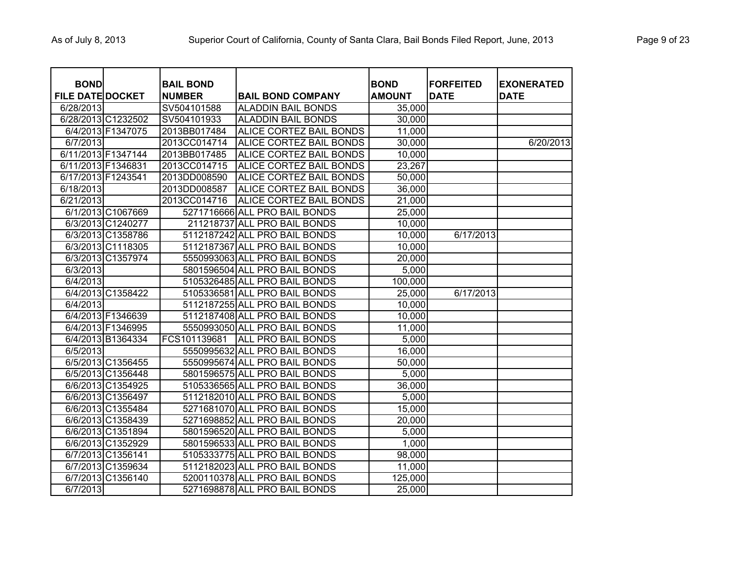| BOND FILE DATE | DOCKET | BAIL BOND NUMBER | BAIL BOND COMPANY | BOND AMOUNT | FORFEITED DATE | EXONERATED DATE |
|---|---|---|---|---|---|---|
| 6/28/2013 | | SV504101588 | ALADDIN BAIL BONDS | 35,000 | | |
| 6/28/2013 | C1232502 | SV504101933 | ALADDIN BAIL BONDS | 30,000 | | |
| 6/4/2013 | F1347075 | 2013BB017484 | ALICE CORTEZ BAIL BONDS | 11,000 | | |
| 6/7/2013 | | 2013CC014714 | ALICE CORTEZ BAIL BONDS | 30,000 | | 6/20/2013 |
| 6/11/2013 | F1347144 | 2013BB017485 | ALICE CORTEZ BAIL BONDS | 10,000 | | |
| 6/11/2013 | F1346831 | 2013CC014715 | ALICE CORTEZ BAIL BONDS | 23,267 | | |
| 6/17/2013 | F1243541 | 2013DD008590 | ALICE CORTEZ BAIL BONDS | 50,000 | | |
| 6/18/2013 | | 2013DD008587 | ALICE CORTEZ BAIL BONDS | 36,000 | | |
| 6/21/2013 | | 2013CC014716 | ALICE CORTEZ BAIL BONDS | 21,000 | | |
| 6/1/2013 | C1067669 | 5271716666 | ALL PRO BAIL BONDS | 25,000 | | |
| 6/3/2013 | C1240277 | 211218737 | ALL PRO BAIL BONDS | 10,000 | | |
| 6/3/2013 | C1358786 | 5112187242 | ALL PRO BAIL BONDS | 10,000 | 6/17/2013 | |
| 6/3/2013 | C1118305 | 5112187367 | ALL PRO BAIL BONDS | 10,000 | | |
| 6/3/2013 | C1357974 | 5550993063 | ALL PRO BAIL BONDS | 20,000 | | |
| 6/3/2013 | | 5801596504 | ALL PRO BAIL BONDS | 5,000 | | |
| 6/4/2013 | | 5105326485 | ALL PRO BAIL BONDS | 100,000 | | |
| 6/4/2013 | C1358422 | 5105336581 | ALL PRO BAIL BONDS | 25,000 | 6/17/2013 | |
| 6/4/2013 | | 5112187255 | ALL PRO BAIL BONDS | 10,000 | | |
| 6/4/2013 | F1346639 | 5112187408 | ALL PRO BAIL BONDS | 10,000 | | |
| 6/4/2013 | F1346995 | 5550993050 | ALL PRO BAIL BONDS | 11,000 | | |
| 6/4/2013 | B1364334 | FCS101139681 | ALL PRO BAIL BONDS | 5,000 | | |
| 6/5/2013 | | 5550995632 | ALL PRO BAIL BONDS | 16,000 | | |
| 6/5/2013 | C1356455 | 5550995674 | ALL PRO BAIL BONDS | 50,000 | | |
| 6/5/2013 | C1356448 | 5801596575 | ALL PRO BAIL BONDS | 5,000 | | |
| 6/6/2013 | C1354925 | 5105336565 | ALL PRO BAIL BONDS | 36,000 | | |
| 6/6/2013 | C1356497 | 5112182010 | ALL PRO BAIL BONDS | 5,000 | | |
| 6/6/2013 | C1355484 | 5271681070 | ALL PRO BAIL BONDS | 15,000 | | |
| 6/6/2013 | C1358439 | 5271698852 | ALL PRO BAIL BONDS | 20,000 | | |
| 6/6/2013 | C1351894 | 5801596520 | ALL PRO BAIL BONDS | 5,000 | | |
| 6/6/2013 | C1352929 | 5801596533 | ALL PRO BAIL BONDS | 1,000 | | |
| 6/7/2013 | C1356141 | 5105333775 | ALL PRO BAIL BONDS | 98,000 | | |
| 6/7/2013 | C1359634 | 5112182023 | ALL PRO BAIL BONDS | 11,000 | | |
| 6/7/2013 | C1356140 | 5200110378 | ALL PRO BAIL BONDS | 125,000 | | |
| 6/7/2013 | | 5271698878 | ALL PRO BAIL BONDS | 25,000 | | |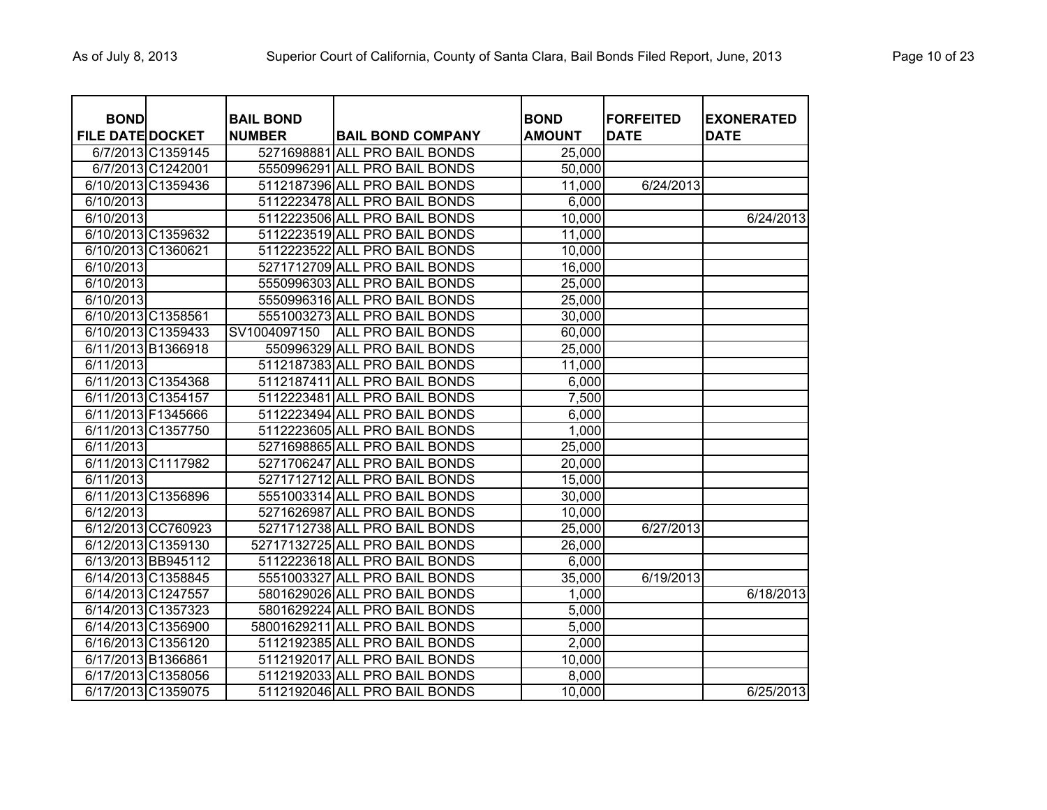| BOND FILE DATE | DOCKET | BAIL BOND NUMBER | BAIL BOND COMPANY | BOND AMOUNT | FORFEITED DATE | EXONERATED DATE |
|---|---|---|---|---|---|---|
| 6/7/2013 | C1359145 | 5271698881 | ALL PRO BAIL BONDS | 25,000 | | |
| 6/7/2013 | C1242001 | 5550996291 | ALL PRO BAIL BONDS | 50,000 | | |
| 6/10/2013 | C1359436 | 5112187396 | ALL PRO BAIL BONDS | 11,000 | 6/24/2013 | |
| 6/10/2013 | | 5112223478 | ALL PRO BAIL BONDS | 6,000 | | |
| 6/10/2013 | | 5112223506 | ALL PRO BAIL BONDS | 10,000 | | 6/24/2013 |
| 6/10/2013 | C1359632 | 5112223519 | ALL PRO BAIL BONDS | 11,000 | | |
| 6/10/2013 | C1360621 | 5112223522 | ALL PRO BAIL BONDS | 10,000 | | |
| 6/10/2013 | | 5271712709 | ALL PRO BAIL BONDS | 16,000 | | |
| 6/10/2013 | | 5550996303 | ALL PRO BAIL BONDS | 25,000 | | |
| 6/10/2013 | | 5550996316 | ALL PRO BAIL BONDS | 25,000 | | |
| 6/10/2013 | C1358561 | 5551003273 | ALL PRO BAIL BONDS | 30,000 | | |
| 6/10/2013 | C1359433 | SV1004097150 | ALL PRO BAIL BONDS | 60,000 | | |
| 6/11/2013 | B1366918 | 550996329 | ALL PRO BAIL BONDS | 25,000 | | |
| 6/11/2013 | | 5112187383 | ALL PRO BAIL BONDS | 11,000 | | |
| 6/11/2013 | C1354368 | 5112187411 | ALL PRO BAIL BONDS | 6,000 | | |
| 6/11/2013 | C1354157 | 5112223481 | ALL PRO BAIL BONDS | 7,500 | | |
| 6/11/2013 | F1345666 | 5112223494 | ALL PRO BAIL BONDS | 6,000 | | |
| 6/11/2013 | C1357750 | 5112223605 | ALL PRO BAIL BONDS | 1,000 | | |
| 6/11/2013 | | 5271698865 | ALL PRO BAIL BONDS | 25,000 | | |
| 6/11/2013 | C1117982 | 5271706247 | ALL PRO BAIL BONDS | 20,000 | | |
| 6/11/2013 | | 5271712712 | ALL PRO BAIL BONDS | 15,000 | | |
| 6/11/2013 | C1356896 | 5551003314 | ALL PRO BAIL BONDS | 30,000 | | |
| 6/12/2013 | | 5271626987 | ALL PRO BAIL BONDS | 10,000 | | |
| 6/12/2013 | CC760923 | 5271712738 | ALL PRO BAIL BONDS | 25,000 | 6/27/2013 | |
| 6/12/2013 | C1359130 | 52717132725 | ALL PRO BAIL BONDS | 26,000 | | |
| 6/13/2013 | BB945112 | 5112223618 | ALL PRO BAIL BONDS | 6,000 | | |
| 6/14/2013 | C1358845 | 5551003327 | ALL PRO BAIL BONDS | 35,000 | 6/19/2013 | |
| 6/14/2013 | C1247557 | 5801629026 | ALL PRO BAIL BONDS | 1,000 | | 6/18/2013 |
| 6/14/2013 | C1357323 | 5801629224 | ALL PRO BAIL BONDS | 5,000 | | |
| 6/14/2013 | C1356900 | 58001629211 | ALL PRO BAIL BONDS | 5,000 | | |
| 6/16/2013 | C1356120 | 5112192385 | ALL PRO BAIL BONDS | 2,000 | | |
| 6/17/2013 | B1366861 | 5112192017 | ALL PRO BAIL BONDS | 10,000 | | |
| 6/17/2013 | C1358056 | 5112192033 | ALL PRO BAIL BONDS | 8,000 | | |
| 6/17/2013 | C1359075 | 5112192046 | ALL PRO BAIL BONDS | 10,000 | | 6/25/2013 |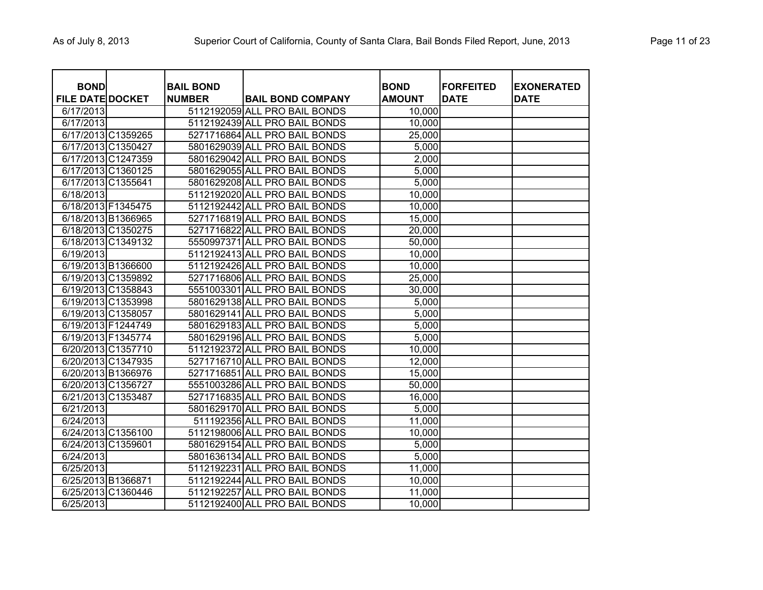| BOND FILE DATE | DOCKET | BAIL BOND NUMBER | BAIL BOND COMPANY | BOND AMOUNT | FORFEITED DATE | EXONERATED DATE |
|---|---|---|---|---|---|---|
| 6/17/2013 | | 5112192059 | ALL PRO BAIL BONDS | 10,000 | | |
| 6/17/2013 | | 5112192439 | ALL PRO BAIL BONDS | 10,000 | | |
| 6/17/2013 | C1359265 | 5271716864 | ALL PRO BAIL BONDS | 25,000 | | |
| 6/17/2013 | C1350427 | 5801629039 | ALL PRO BAIL BONDS | 5,000 | | |
| 6/17/2013 | C1247359 | 5801629042 | ALL PRO BAIL BONDS | 2,000 | | |
| 6/17/2013 | C1360125 | 5801629055 | ALL PRO BAIL BONDS | 5,000 | | |
| 6/17/2013 | C1355641 | 5801629208 | ALL PRO BAIL BONDS | 5,000 | | |
| 6/18/2013 | | 5112192020 | ALL PRO BAIL BONDS | 10,000 | | |
| 6/18/2013 | F1345475 | 5112192442 | ALL PRO BAIL BONDS | 10,000 | | |
| 6/18/2013 | B1366965 | 5271716819 | ALL PRO BAIL BONDS | 15,000 | | |
| 6/18/2013 | C1350275 | 5271716822 | ALL PRO BAIL BONDS | 20,000 | | |
| 6/18/2013 | C1349132 | 5550997371 | ALL PRO BAIL BONDS | 50,000 | | |
| 6/19/2013 | | 5112192413 | ALL PRO BAIL BONDS | 10,000 | | |
| 6/19/2013 | B1366600 | 5112192426 | ALL PRO BAIL BONDS | 10,000 | | |
| 6/19/2013 | C1359892 | 5271716806 | ALL PRO BAIL BONDS | 25,000 | | |
| 6/19/2013 | C1358843 | 5551003301 | ALL PRO BAIL BONDS | 30,000 | | |
| 6/19/2013 | C1353998 | 5801629138 | ALL PRO BAIL BONDS | 5,000 | | |
| 6/19/2013 | C1358057 | 5801629141 | ALL PRO BAIL BONDS | 5,000 | | |
| 6/19/2013 | F1244749 | 5801629183 | ALL PRO BAIL BONDS | 5,000 | | |
| 6/19/2013 | F1345774 | 5801629196 | ALL PRO BAIL BONDS | 5,000 | | |
| 6/20/2013 | C1357710 | 5112192372 | ALL PRO BAIL BONDS | 10,000 | | |
| 6/20/2013 | C1347935 | 5271716710 | ALL PRO BAIL BONDS | 12,000 | | |
| 6/20/2013 | B1366976 | 5271716851 | ALL PRO BAIL BONDS | 15,000 | | |
| 6/20/2013 | C1356727 | 5551003286 | ALL PRO BAIL BONDS | 50,000 | | |
| 6/21/2013 | C1353487 | 5271716835 | ALL PRO BAIL BONDS | 16,000 | | |
| 6/21/2013 | | 5801629170 | ALL PRO BAIL BONDS | 5,000 | | |
| 6/24/2013 | | 511192356 | ALL PRO BAIL BONDS | 11,000 | | |
| 6/24/2013 | C1356100 | 5112198006 | ALL PRO BAIL BONDS | 10,000 | | |
| 6/24/2013 | C1359601 | 5801629154 | ALL PRO BAIL BONDS | 5,000 | | |
| 6/24/2013 | | 5801636134 | ALL PRO BAIL BONDS | 5,000 | | |
| 6/25/2013 | | 5112192231 | ALL PRO BAIL BONDS | 11,000 | | |
| 6/25/2013 | B1366871 | 5112192244 | ALL PRO BAIL BONDS | 10,000 | | |
| 6/25/2013 | C1360446 | 5112192257 | ALL PRO BAIL BONDS | 11,000 | | |
| 6/25/2013 | | 5112192400 | ALL PRO BAIL BONDS | 10,000 | | |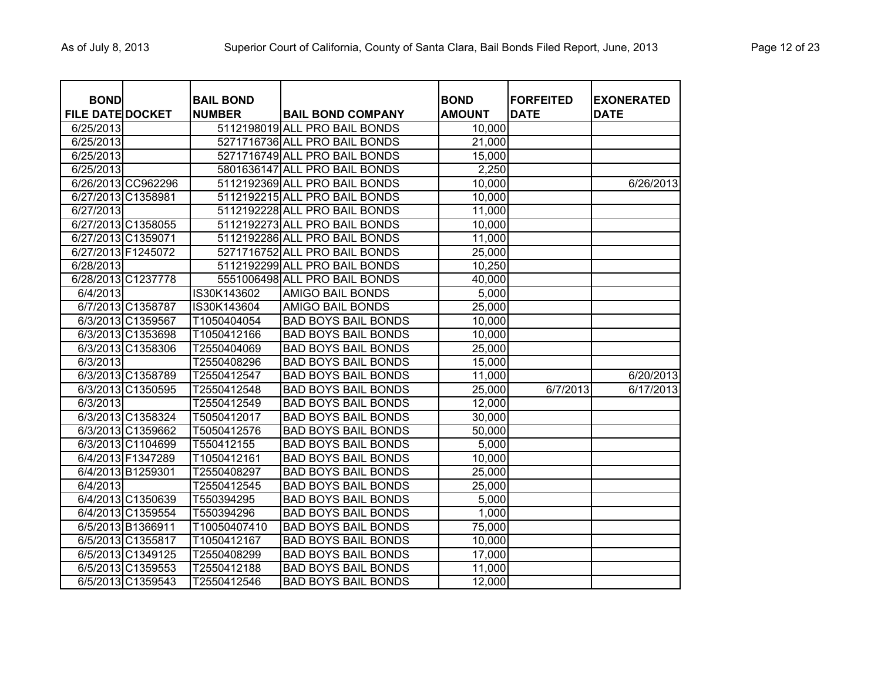| BOND FILE DATE | DOCKET | BAIL BOND NUMBER | BAIL BOND COMPANY | BOND AMOUNT | FORFEITED DATE | EXONERATED DATE |
|---|---|---|---|---|---|---|
| 6/25/2013 | | 5112198019 | ALL PRO BAIL BONDS | 10,000 | | |
| 6/25/2013 | | 5271716736 | ALL PRO BAIL BONDS | 21,000 | | |
| 6/25/2013 | | 5271716749 | ALL PRO BAIL BONDS | 15,000 | | |
| 6/25/2013 | | 5801636147 | ALL PRO BAIL BONDS | 2,250 | | |
| 6/26/2013 | CC962296 | 5112192369 | ALL PRO BAIL BONDS | 10,000 | | 6/26/2013 |
| 6/27/2013 | C1358981 | 5112192215 | ALL PRO BAIL BONDS | 10,000 | | |
| 6/27/2013 | | 5112192228 | ALL PRO BAIL BONDS | 11,000 | | |
| 6/27/2013 | C1358055 | 5112192273 | ALL PRO BAIL BONDS | 10,000 | | |
| 6/27/2013 | C1359071 | 5112192286 | ALL PRO BAIL BONDS | 11,000 | | |
| 6/27/2013 | F1245072 | 5271716752 | ALL PRO BAIL BONDS | 25,000 | | |
| 6/28/2013 | | 5112192299 | ALL PRO BAIL BONDS | 10,250 | | |
| 6/28/2013 | C1237778 | 5551006498 | ALL PRO BAIL BONDS | 40,000 | | |
| 6/4/2013 | | IS30K143602 | AMIGO BAIL BONDS | 5,000 | | |
| 6/7/2013 | C1358787 | IS30K143604 | AMIGO BAIL BONDS | 25,000 | | |
| 6/3/2013 | C1359567 | T1050404054 | BAD BOYS BAIL BONDS | 10,000 | | |
| 6/3/2013 | C1353698 | T1050412166 | BAD BOYS BAIL BONDS | 10,000 | | |
| 6/3/2013 | C1358306 | T2550404069 | BAD BOYS BAIL BONDS | 25,000 | | |
| 6/3/2013 | | T2550408296 | BAD BOYS BAIL BONDS | 15,000 | | |
| 6/3/2013 | C1358789 | T2550412547 | BAD BOYS BAIL BONDS | 11,000 | | 6/20/2013 |
| 6/3/2013 | C1350595 | T2550412548 | BAD BOYS BAIL BONDS | 25,000 | 6/7/2013 | 6/17/2013 |
| 6/3/2013 | | T2550412549 | BAD BOYS BAIL BONDS | 12,000 | | |
| 6/3/2013 | C1358324 | T5050412017 | BAD BOYS BAIL BONDS | 30,000 | | |
| 6/3/2013 | C1359662 | T5050412576 | BAD BOYS BAIL BONDS | 50,000 | | |
| 6/3/2013 | C1104699 | T550412155 | BAD BOYS BAIL BONDS | 5,000 | | |
| 6/4/2013 | F1347289 | T1050412161 | BAD BOYS BAIL BONDS | 10,000 | | |
| 6/4/2013 | B1259301 | T2550408297 | BAD BOYS BAIL BONDS | 25,000 | | |
| 6/4/2013 | | T2550412545 | BAD BOYS BAIL BONDS | 25,000 | | |
| 6/4/2013 | C1350639 | T550394295 | BAD BOYS BAIL BONDS | 5,000 | | |
| 6/4/2013 | C1359554 | T550394296 | BAD BOYS BAIL BONDS | 1,000 | | |
| 6/5/2013 | B1366911 | T10050407410 | BAD BOYS BAIL BONDS | 75,000 | | |
| 6/5/2013 | C1355817 | T1050412167 | BAD BOYS BAIL BONDS | 10,000 | | |
| 6/5/2013 | C1349125 | T2550408299 | BAD BOYS BAIL BONDS | 17,000 | | |
| 6/5/2013 | C1359553 | T2550412188 | BAD BOYS BAIL BONDS | 11,000 | | |
| 6/5/2013 | C1359543 | T2550412546 | BAD BOYS BAIL BONDS | 12,000 | | |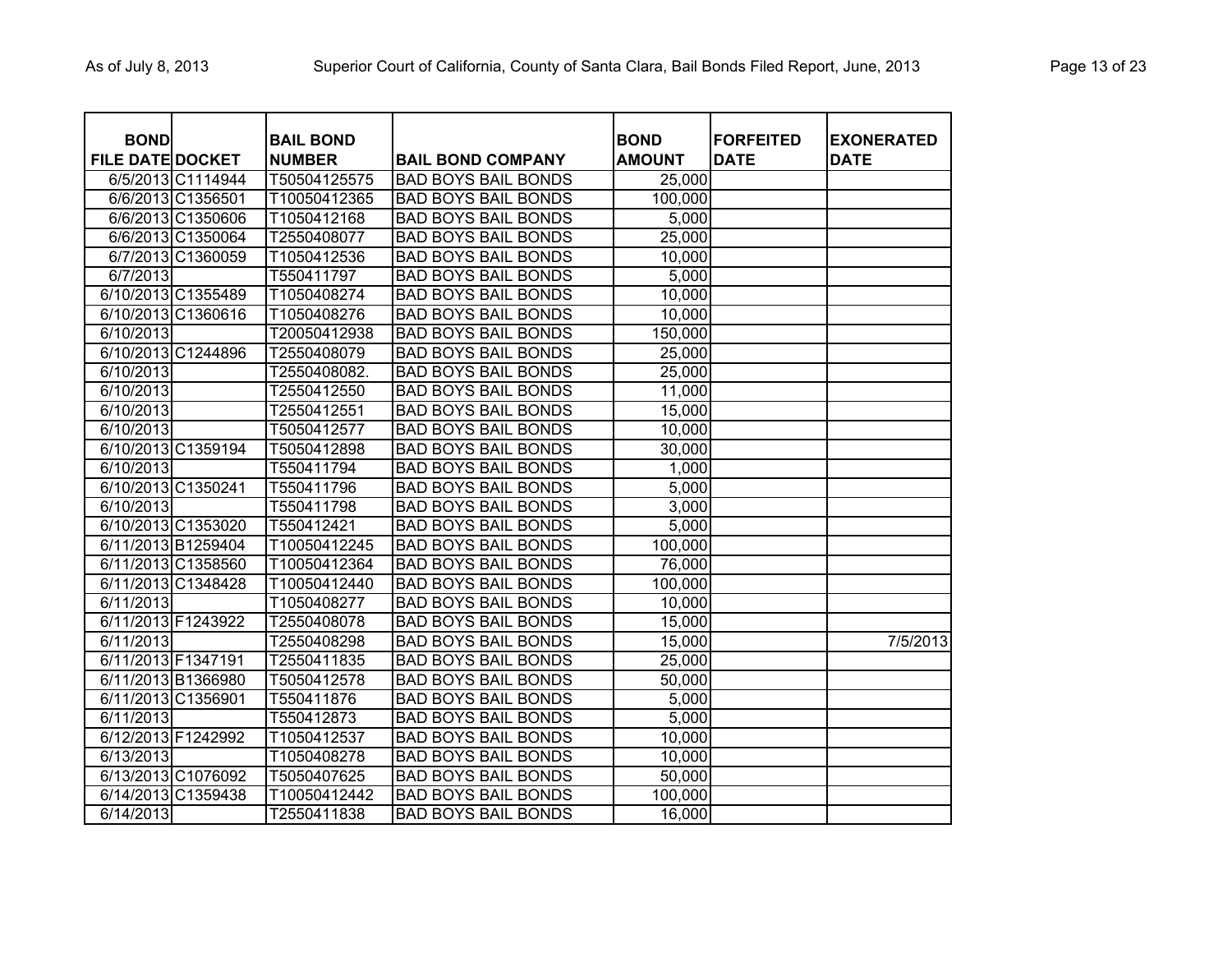| BOND FILE DATE | DOCKET | BAIL BOND NUMBER | BAIL BOND COMPANY | BOND AMOUNT | FORFEITED DATE | EXONERATED DATE |
|---|---|---|---|---|---|---|
| 6/5/2013 | C1114944 | T50504125575 | BAD BOYS BAIL BONDS | 25,000 | | |
| 6/6/2013 | C1356501 | T10050412365 | BAD BOYS BAIL BONDS | 100,000 | | |
| 6/6/2013 | C1350606 | T1050412168 | BAD BOYS BAIL BONDS | 5,000 | | |
| 6/6/2013 | C1350064 | T2550408077 | BAD BOYS BAIL BONDS | 25,000 | | |
| 6/7/2013 | C1360059 | T1050412536 | BAD BOYS BAIL BONDS | 10,000 | | |
| 6/7/2013 | | T550411797 | BAD BOYS BAIL BONDS | 5,000 | | |
| 6/10/2013 | C1355489 | T1050408274 | BAD BOYS BAIL BONDS | 10,000 | | |
| 6/10/2013 | C1360616 | T1050408276 | BAD BOYS BAIL BONDS | 10,000 | | |
| 6/10/2013 | | T20050412938 | BAD BOYS BAIL BONDS | 150,000 | | |
| 6/10/2013 | C1244896 | T2550408079 | BAD BOYS BAIL BONDS | 25,000 | | |
| 6/10/2013 | | T2550408082. | BAD BOYS BAIL BONDS | 25,000 | | |
| 6/10/2013 | | T2550412550 | BAD BOYS BAIL BONDS | 11,000 | | |
| 6/10/2013 | | T2550412551 | BAD BOYS BAIL BONDS | 15,000 | | |
| 6/10/2013 | | T5050412577 | BAD BOYS BAIL BONDS | 10,000 | | |
| 6/10/2013 | C1359194 | T5050412898 | BAD BOYS BAIL BONDS | 30,000 | | |
| 6/10/2013 | | T550411794 | BAD BOYS BAIL BONDS | 1,000 | | |
| 6/10/2013 | C1350241 | T550411796 | BAD BOYS BAIL BONDS | 5,000 | | |
| 6/10/2013 | | T550411798 | BAD BOYS BAIL BONDS | 3,000 | | |
| 6/10/2013 | C1353020 | T550412421 | BAD BOYS BAIL BONDS | 5,000 | | |
| 6/11/2013 | B1259404 | T10050412245 | BAD BOYS BAIL BONDS | 100,000 | | |
| 6/11/2013 | C1358560 | T10050412364 | BAD BOYS BAIL BONDS | 76,000 | | |
| 6/11/2013 | C1348428 | T10050412440 | BAD BOYS BAIL BONDS | 100,000 | | |
| 6/11/2013 | | T1050408277 | BAD BOYS BAIL BONDS | 10,000 | | |
| 6/11/2013 | F1243922 | T2550408078 | BAD BOYS BAIL BONDS | 15,000 | | |
| 6/11/2013 | | T2550408298 | BAD BOYS BAIL BONDS | 15,000 | | 7/5/2013 |
| 6/11/2013 | F1347191 | T2550411835 | BAD BOYS BAIL BONDS | 25,000 | | |
| 6/11/2013 | B1366980 | T5050412578 | BAD BOYS BAIL BONDS | 50,000 | | |
| 6/11/2013 | C1356901 | T550411876 | BAD BOYS BAIL BONDS | 5,000 | | |
| 6/11/2013 | | T550412873 | BAD BOYS BAIL BONDS | 5,000 | | |
| 6/12/2013 | F1242992 | T1050412537 | BAD BOYS BAIL BONDS | 10,000 | | |
| 6/13/2013 | | T1050408278 | BAD BOYS BAIL BONDS | 10,000 | | |
| 6/13/2013 | C1076092 | T5050407625 | BAD BOYS BAIL BONDS | 50,000 | | |
| 6/14/2013 | C1359438 | T10050412442 | BAD BOYS BAIL BONDS | 100,000 | | |
| 6/14/2013 | | T2550411838 | BAD BOYS BAIL BONDS | 16,000 | | |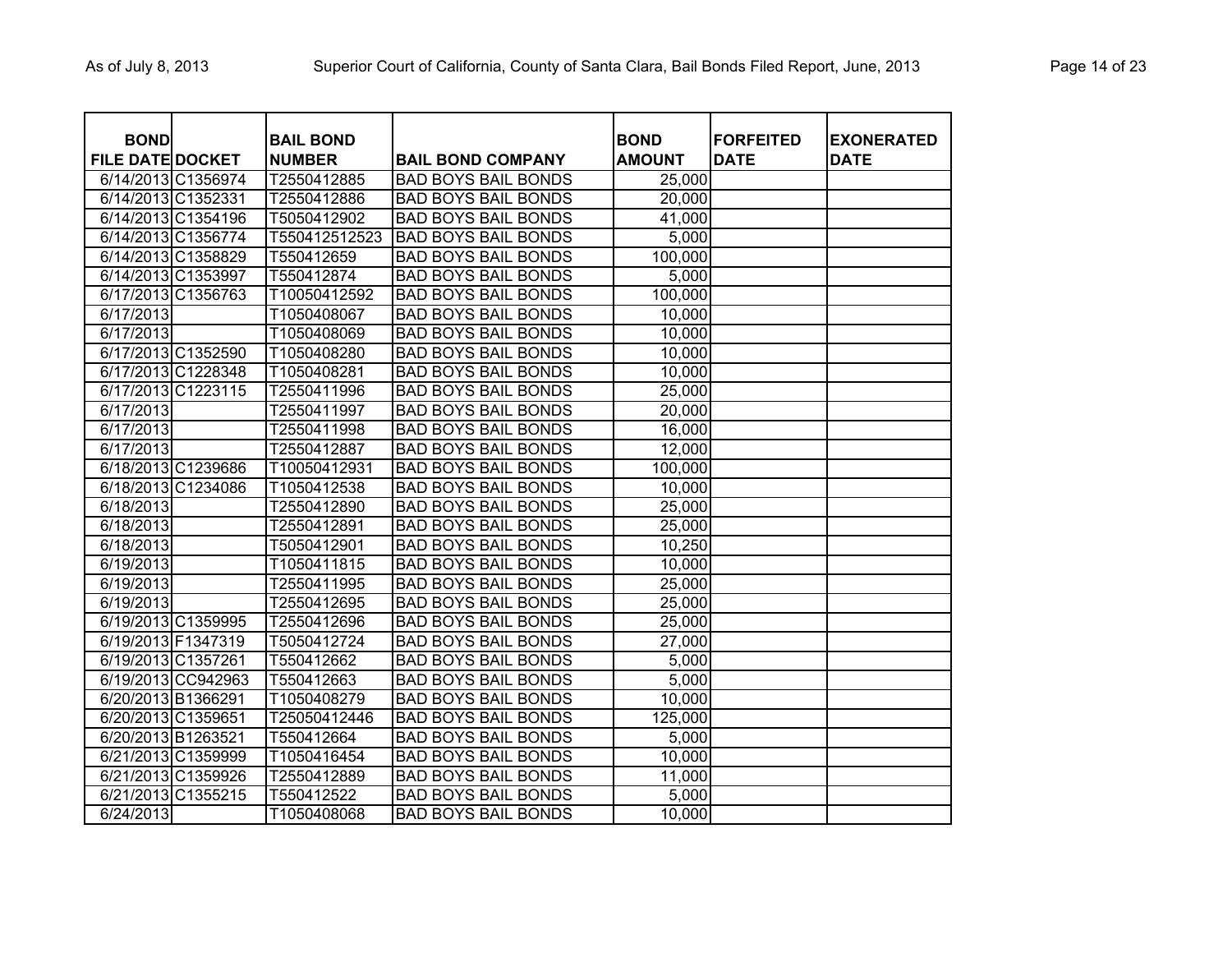| BOND FILE DATE | DOCKET | BAIL BOND NUMBER | BAIL BOND COMPANY | BOND AMOUNT | FORFEITED DATE | EXONERATED DATE |
|---|---|---|---|---|---|---|
| 6/14/2013 | C1356974 | T2550412885 | BAD BOYS BAIL BONDS | 25,000 | | |
| 6/14/2013 | C1352331 | T2550412886 | BAD BOYS BAIL BONDS | 20,000 | | |
| 6/14/2013 | C1354196 | T5050412902 | BAD BOYS BAIL BONDS | 41,000 | | |
| 6/14/2013 | C1356774 | T550412512523 | BAD BOYS BAIL BONDS | 5,000 | | |
| 6/14/2013 | C1358829 | T550412659 | BAD BOYS BAIL BONDS | 100,000 | | |
| 6/14/2013 | C1353997 | T550412874 | BAD BOYS BAIL BONDS | 5,000 | | |
| 6/17/2013 | C1356763 | T10050412592 | BAD BOYS BAIL BONDS | 100,000 | | |
| 6/17/2013 | | T1050408067 | BAD BOYS BAIL BONDS | 10,000 | | |
| 6/17/2013 | | T1050408069 | BAD BOYS BAIL BONDS | 10,000 | | |
| 6/17/2013 | C1352590 | T1050408280 | BAD BOYS BAIL BONDS | 10,000 | | |
| 6/17/2013 | C1228348 | T1050408281 | BAD BOYS BAIL BONDS | 10,000 | | |
| 6/17/2013 | C1223115 | T2550411996 | BAD BOYS BAIL BONDS | 25,000 | | |
| 6/17/2013 | | T2550411997 | BAD BOYS BAIL BONDS | 20,000 | | |
| 6/17/2013 | | T2550411998 | BAD BOYS BAIL BONDS | 16,000 | | |
| 6/17/2013 | | T2550412887 | BAD BOYS BAIL BONDS | 12,000 | | |
| 6/18/2013 | C1239686 | T10050412931 | BAD BOYS BAIL BONDS | 100,000 | | |
| 6/18/2013 | C1234086 | T1050412538 | BAD BOYS BAIL BONDS | 10,000 | | |
| 6/18/2013 | | T2550412890 | BAD BOYS BAIL BONDS | 25,000 | | |
| 6/18/2013 | | T2550412891 | BAD BOYS BAIL BONDS | 25,000 | | |
| 6/18/2013 | | T5050412901 | BAD BOYS BAIL BONDS | 10,250 | | |
| 6/19/2013 | | T1050411815 | BAD BOYS BAIL BONDS | 10,000 | | |
| 6/19/2013 | | T2550411995 | BAD BOYS BAIL BONDS | 25,000 | | |
| 6/19/2013 | | T2550412695 | BAD BOYS BAIL BONDS | 25,000 | | |
| 6/19/2013 | C1359995 | T2550412696 | BAD BOYS BAIL BONDS | 25,000 | | |
| 6/19/2013 | F1347319 | T5050412724 | BAD BOYS BAIL BONDS | 27,000 | | |
| 6/19/2013 | C1357261 | T550412662 | BAD BOYS BAIL BONDS | 5,000 | | |
| 6/19/2013 | CC942963 | T550412663 | BAD BOYS BAIL BONDS | 5,000 | | |
| 6/20/2013 | B1366291 | T1050408279 | BAD BOYS BAIL BONDS | 10,000 | | |
| 6/20/2013 | C1359651 | T25050412446 | BAD BOYS BAIL BONDS | 125,000 | | |
| 6/20/2013 | B1263521 | T550412664 | BAD BOYS BAIL BONDS | 5,000 | | |
| 6/21/2013 | C1359999 | T1050416454 | BAD BOYS BAIL BONDS | 10,000 | | |
| 6/21/2013 | C1359926 | T2550412889 | BAD BOYS BAIL BONDS | 11,000 | | |
| 6/21/2013 | C1355215 | T550412522 | BAD BOYS BAIL BONDS | 5,000 | | |
| 6/24/2013 | | T1050408068 | BAD BOYS BAIL BONDS | 10,000 | | |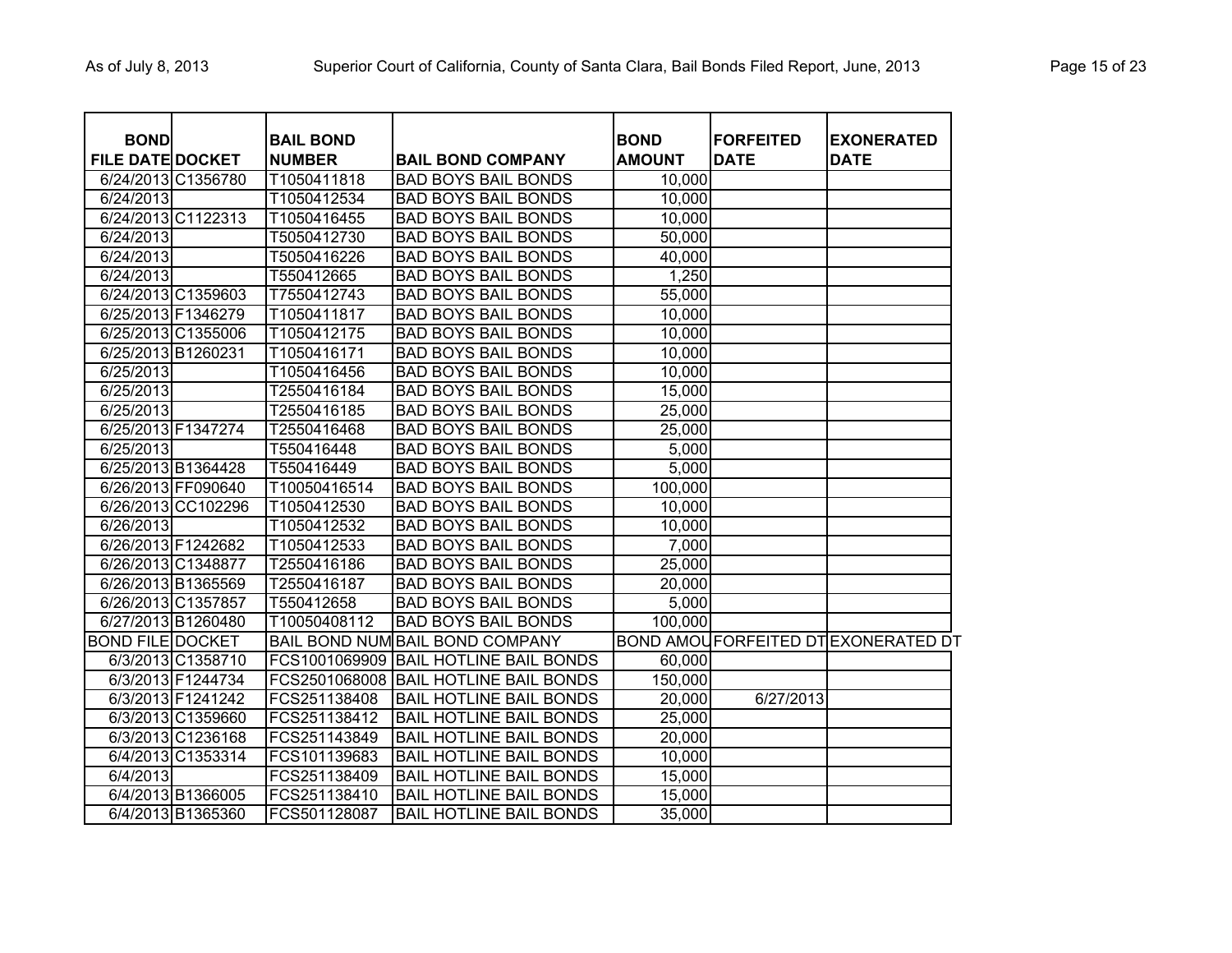| BOND FILE DATE | DOCKET | BAIL BOND NUMBER | BAIL BOND COMPANY | BOND AMOUNT | FORFEITED DATE | EXONERATED DATE |
|---|---|---|---|---|---|---|
| 6/24/2013 | C1356780 | T1050411818 | BAD BOYS BAIL BONDS | 10,000 | | |
| 6/24/2013 | | T1050412534 | BAD BOYS BAIL BONDS | 10,000 | | |
| 6/24/2013 | C1122313 | T1050416455 | BAD BOYS BAIL BONDS | 10,000 | | |
| 6/24/2013 | | T5050412730 | BAD BOYS BAIL BONDS | 50,000 | | |
| 6/24/2013 | | T5050416226 | BAD BOYS BAIL BONDS | 40,000 | | |
| 6/24/2013 | | T550412665 | BAD BOYS BAIL BONDS | 1,250 | | |
| 6/24/2013 | C1359603 | T7550412743 | BAD BOYS BAIL BONDS | 55,000 | | |
| 6/25/2013 | F1346279 | T1050411817 | BAD BOYS BAIL BONDS | 10,000 | | |
| 6/25/2013 | C1355006 | T1050412175 | BAD BOYS BAIL BONDS | 10,000 | | |
| 6/25/2013 | B1260231 | T1050416171 | BAD BOYS BAIL BONDS | 10,000 | | |
| 6/25/2013 | | T1050416456 | BAD BOYS BAIL BONDS | 10,000 | | |
| 6/25/2013 | | T2550416184 | BAD BOYS BAIL BONDS | 15,000 | | |
| 6/25/2013 | | T2550416185 | BAD BOYS BAIL BONDS | 25,000 | | |
| 6/25/2013 | F1347274 | T2550416468 | BAD BOYS BAIL BONDS | 25,000 | | |
| 6/25/2013 | | T550416448 | BAD BOYS BAIL BONDS | 5,000 | | |
| 6/25/2013 | B1364428 | T550416449 | BAD BOYS BAIL BONDS | 5,000 | | |
| 6/26/2013 | FF090640 | T10050416514 | BAD BOYS BAIL BONDS | 100,000 | | |
| 6/26/2013 | CC102296 | T1050412530 | BAD BOYS BAIL BONDS | 10,000 | | |
| 6/26/2013 | | T1050412532 | BAD BOYS BAIL BONDS | 10,000 | | |
| 6/26/2013 | F1242682 | T1050412533 | BAD BOYS BAIL BONDS | 7,000 | | |
| 6/26/2013 | C1348877 | T2550416186 | BAD BOYS BAIL BONDS | 25,000 | | |
| 6/26/2013 | B1365569 | T2550416187 | BAD BOYS BAIL BONDS | 20,000 | | |
| 6/26/2013 | C1357857 | T550412658 | BAD BOYS BAIL BONDS | 5,000 | | |
| 6/27/2013 | B1260480 | T10050408112 | BAD BOYS BAIL BONDS | 100,000 | | |
| BOND FILE | DOCKET | BAIL BOND NUM | BAIL BOND COMPANY | BOND AMOU | FORFEITED DT | EXONERATED DT |
| 6/3/2013 | C1358710 | FCS1001069909 | BAIL HOTLINE BAIL BONDS | 60,000 | | |
| 6/3/2013 | F1244734 | FCS2501068008 | BAIL HOTLINE BAIL BONDS | 150,000 | | |
| 6/3/2013 | F1241242 | FCS251138408 | BAIL HOTLINE BAIL BONDS | 20,000 | 6/27/2013 | |
| 6/3/2013 | C1359660 | FCS251138412 | BAIL HOTLINE BAIL BONDS | 25,000 | | |
| 6/3/2013 | C1236168 | FCS251143849 | BAIL HOTLINE BAIL BONDS | 20,000 | | |
| 6/4/2013 | C1353314 | FCS101139683 | BAIL HOTLINE BAIL BONDS | 10,000 | | |
| 6/4/2013 | | FCS251138409 | BAIL HOTLINE BAIL BONDS | 15,000 | | |
| 6/4/2013 | B1366005 | FCS251138410 | BAIL HOTLINE BAIL BONDS | 15,000 | | |
| 6/4/2013 | B1365360 | FCS501128087 | BAIL HOTLINE BAIL BONDS | 35,000 | | |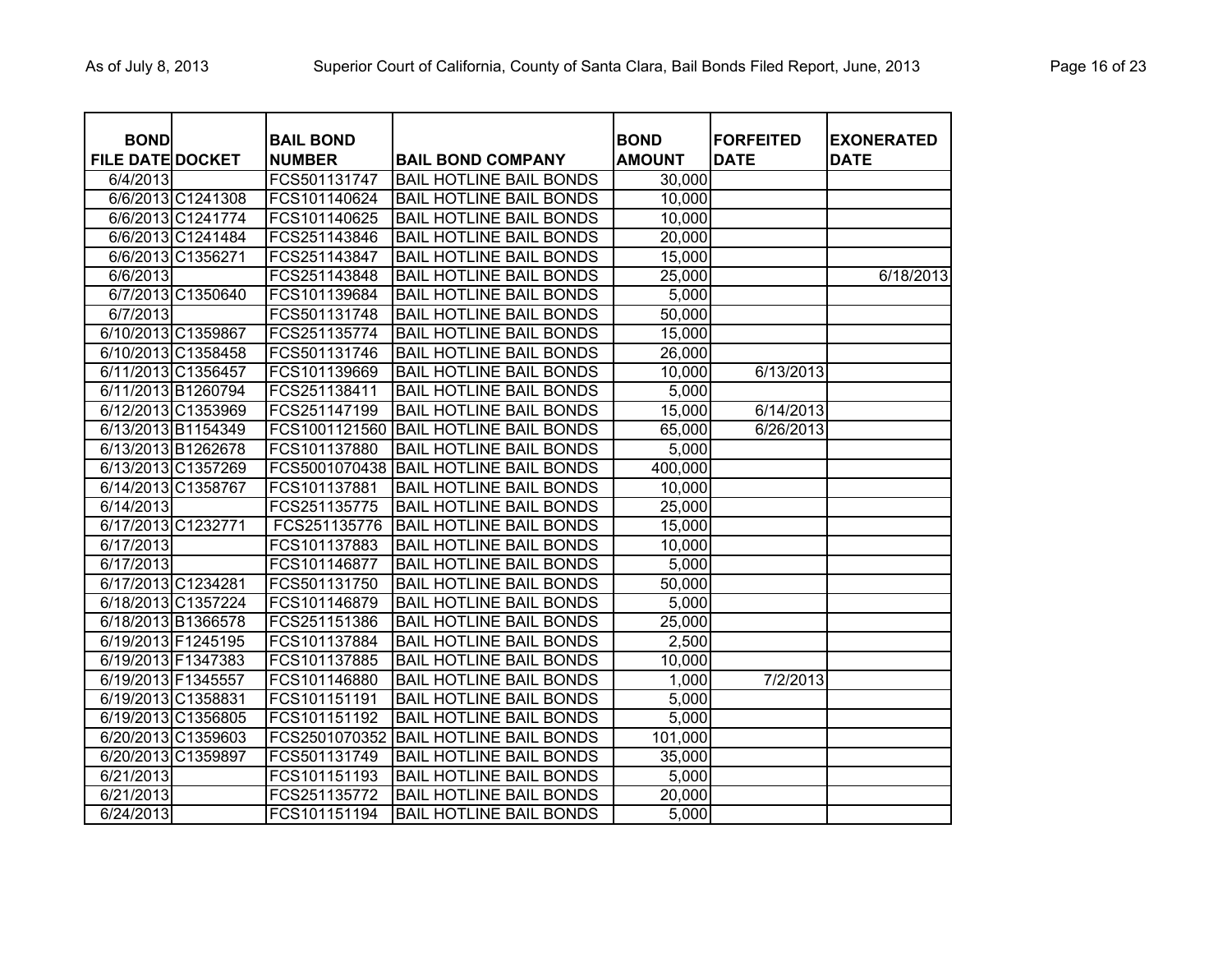| BOND FILE DATE | DOCKET | BAIL BOND NUMBER | BAIL BOND COMPANY | BOND AMOUNT | FORFEITED DATE | EXONERATED DATE |
|---|---|---|---|---|---|---|
| 6/4/2013 | | FCS501131747 | BAIL HOTLINE BAIL BONDS | 30,000 | | |
| 6/6/2013 | C1241308 | FCS101140624 | BAIL HOTLINE BAIL BONDS | 10,000 | | |
| 6/6/2013 | C1241774 | FCS101140625 | BAIL HOTLINE BAIL BONDS | 10,000 | | |
| 6/6/2013 | C1241484 | FCS251143846 | BAIL HOTLINE BAIL BONDS | 20,000 | | |
| 6/6/2013 | C1356271 | FCS251143847 | BAIL HOTLINE BAIL BONDS | 15,000 | | |
| 6/6/2013 | | FCS251143848 | BAIL HOTLINE BAIL BONDS | 25,000 | | 6/18/2013 |
| 6/7/2013 | C1350640 | FCS101139684 | BAIL HOTLINE BAIL BONDS | 5,000 | | |
| 6/7/2013 | | FCS501131748 | BAIL HOTLINE BAIL BONDS | 50,000 | | |
| 6/10/2013 | C1359867 | FCS251135774 | BAIL HOTLINE BAIL BONDS | 15,000 | | |
| 6/10/2013 | C1358458 | FCS501131746 | BAIL HOTLINE BAIL BONDS | 26,000 | | |
| 6/11/2013 | C1356457 | FCS101139669 | BAIL HOTLINE BAIL BONDS | 10,000 | 6/13/2013 | |
| 6/11/2013 | B1260794 | FCS251138411 | BAIL HOTLINE BAIL BONDS | 5,000 | | |
| 6/12/2013 | C1353969 | FCS251147199 | BAIL HOTLINE BAIL BONDS | 15,000 | 6/14/2013 | |
| 6/13/2013 | B1154349 | FCS1001121560 | BAIL HOTLINE BAIL BONDS | 65,000 | 6/26/2013 | |
| 6/13/2013 | B1262678 | FCS101137880 | BAIL HOTLINE BAIL BONDS | 5,000 | | |
| 6/13/2013 | C1357269 | FCS5001070438 | BAIL HOTLINE BAIL BONDS | 400,000 | | |
| 6/14/2013 | C1358767 | FCS101137881 | BAIL HOTLINE BAIL BONDS | 10,000 | | |
| 6/14/2013 | | FCS251135775 | BAIL HOTLINE BAIL BONDS | 25,000 | | |
| 6/17/2013 | C1232771 | FCS251135776 | BAIL HOTLINE BAIL BONDS | 15,000 | | |
| 6/17/2013 | | FCS101137883 | BAIL HOTLINE BAIL BONDS | 10,000 | | |
| 6/17/2013 | | FCS101146877 | BAIL HOTLINE BAIL BONDS | 5,000 | | |
| 6/17/2013 | C1234281 | FCS501131750 | BAIL HOTLINE BAIL BONDS | 50,000 | | |
| 6/18/2013 | C1357224 | FCS101146879 | BAIL HOTLINE BAIL BONDS | 5,000 | | |
| 6/18/2013 | B1366578 | FCS251151386 | BAIL HOTLINE BAIL BONDS | 25,000 | | |
| 6/19/2013 | F1245195 | FCS101137884 | BAIL HOTLINE BAIL BONDS | 2,500 | | |
| 6/19/2013 | F1347383 | FCS101137885 | BAIL HOTLINE BAIL BONDS | 10,000 | | |
| 6/19/2013 | F1345557 | FCS101146880 | BAIL HOTLINE BAIL BONDS | 1,000 | 7/2/2013 | |
| 6/19/2013 | C1358831 | FCS101151191 | BAIL HOTLINE BAIL BONDS | 5,000 | | |
| 6/19/2013 | C1356805 | FCS101151192 | BAIL HOTLINE BAIL BONDS | 5,000 | | |
| 6/20/2013 | C1359603 | FCS2501070352 | BAIL HOTLINE BAIL BONDS | 101,000 | | |
| 6/20/2013 | C1359897 | FCS501131749 | BAIL HOTLINE BAIL BONDS | 35,000 | | |
| 6/21/2013 | | FCS101151193 | BAIL HOTLINE BAIL BONDS | 5,000 | | |
| 6/21/2013 | | FCS251135772 | BAIL HOTLINE BAIL BONDS | 20,000 | | |
| 6/24/2013 | | FCS101151194 | BAIL HOTLINE BAIL BONDS | 5,000 | | |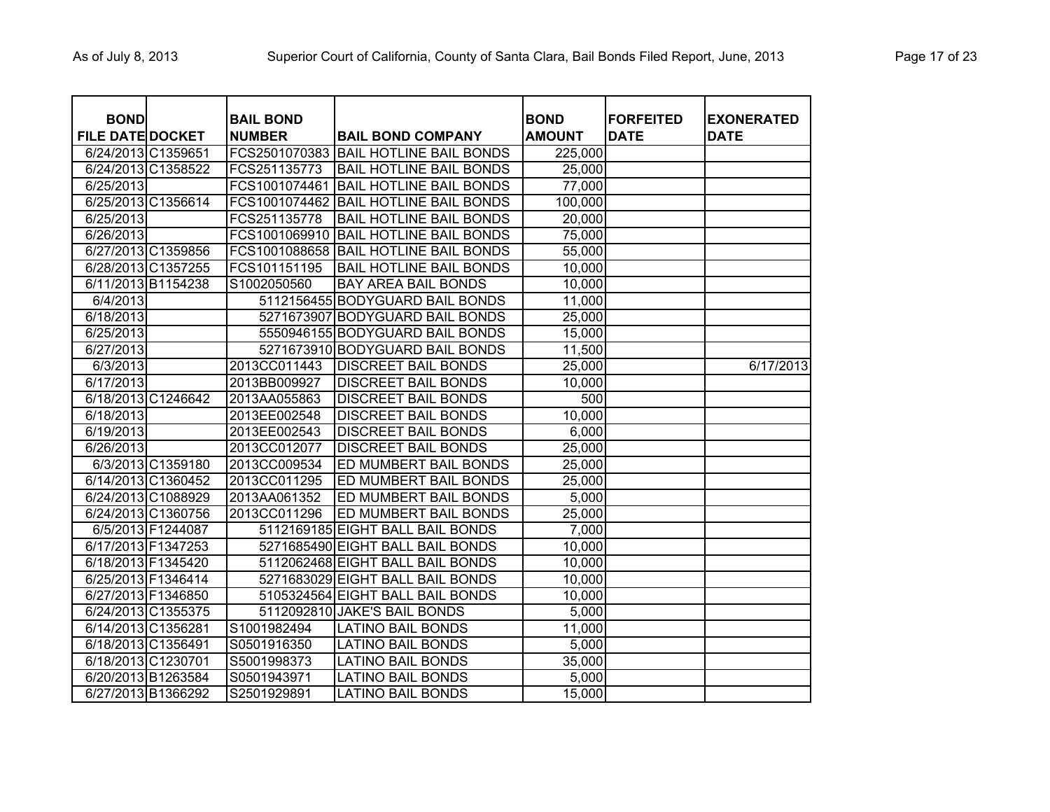| BOND FILE DATE | DOCKET | BAIL BOND NUMBER | BAIL BOND COMPANY | BOND AMOUNT | FORFEITED DATE | EXONERATED DATE |
|---|---|---|---|---|---|---|
| 6/24/2013 | C1359651 | FCS2501070383 | BAIL HOTLINE BAIL BONDS | 225,000 | | |
| 6/24/2013 | C1358522 | FCS251135773 | BAIL HOTLINE BAIL BONDS | 25,000 | | |
| 6/25/2013 | | FCS1001074461 | BAIL HOTLINE BAIL BONDS | 77,000 | | |
| 6/25/2013 | C1356614 | FCS1001074462 | BAIL HOTLINE BAIL BONDS | 100,000 | | |
| 6/25/2013 | | FCS251135778 | BAIL HOTLINE BAIL BONDS | 20,000 | | |
| 6/26/2013 | | FCS1001069910 | BAIL HOTLINE BAIL BONDS | 75,000 | | |
| 6/27/2013 | C1359856 | FCS1001088658 | BAIL HOTLINE BAIL BONDS | 55,000 | | |
| 6/28/2013 | C1357255 | FCS101151195 | BAIL HOTLINE BAIL BONDS | 10,000 | | |
| 6/11/2013 | B1154238 | S1002050560 | BAY AREA BAIL BONDS | 10,000 | | |
| 6/4/2013 | | 5112156455 | BODYGUARD BAIL BONDS | 11,000 | | |
| 6/18/2013 | | 5271673907 | BODYGUARD BAIL BONDS | 25,000 | | |
| 6/25/2013 | | 5550946155 | BODYGUARD BAIL BONDS | 15,000 | | |
| 6/27/2013 | | 5271673910 | BODYGUARD BAIL BONDS | 11,500 | | |
| 6/3/2013 | | 2013CC011443 | DISCREET BAIL BONDS | 25,000 | | 6/17/2013 |
| 6/17/2013 | | 2013BB009927 | DISCREET BAIL BONDS | 10,000 | | |
| 6/18/2013 | C1246642 | 2013AA055863 | DISCREET BAIL BONDS | 500 | | |
| 6/18/2013 | | 2013EE002548 | DISCREET BAIL BONDS | 10,000 | | |
| 6/19/2013 | | 2013EE002543 | DISCREET BAIL BONDS | 6,000 | | |
| 6/26/2013 | | 2013CC012077 | DISCREET BAIL BONDS | 25,000 | | |
| 6/3/2013 | C1359180 | 2013CC009534 | ED MUMBERT BAIL BONDS | 25,000 | | |
| 6/14/2013 | C1360452 | 2013CC011295 | ED MUMBERT BAIL BONDS | 25,000 | | |
| 6/24/2013 | C1088929 | 2013AA061352 | ED MUMBERT BAIL BONDS | 5,000 | | |
| 6/24/2013 | C1360756 | 2013CC011296 | ED MUMBERT BAIL BONDS | 25,000 | | |
| 6/5/2013 | F1244087 | 5112169185 | EIGHT BALL BAIL BONDS | 7,000 | | |
| 6/17/2013 | F1347253 | 5271685490 | EIGHT BALL BAIL BONDS | 10,000 | | |
| 6/18/2013 | F1345420 | 5112062468 | EIGHT BALL BAIL BONDS | 10,000 | | |
| 6/25/2013 | F1346414 | 5271683029 | EIGHT BALL BAIL BONDS | 10,000 | | |
| 6/27/2013 | F1346850 | 5105324564 | EIGHT BALL BAIL BONDS | 10,000 | | |
| 6/24/2013 | C1355375 | 5112092810 | JAKE'S BAIL BONDS | 5,000 | | |
| 6/14/2013 | C1356281 | S1001982494 | LATINO BAIL BONDS | 11,000 | | |
| 6/18/2013 | C1356491 | S0501916350 | LATINO BAIL BONDS | 5,000 | | |
| 6/18/2013 | C1230701 | S5001998373 | LATINO BAIL BONDS | 35,000 | | |
| 6/20/2013 | B1263584 | S0501943971 | LATINO BAIL BONDS | 5,000 | | |
| 6/27/2013 | B1366292 | S2501929891 | LATINO BAIL BONDS | 15,000 | | |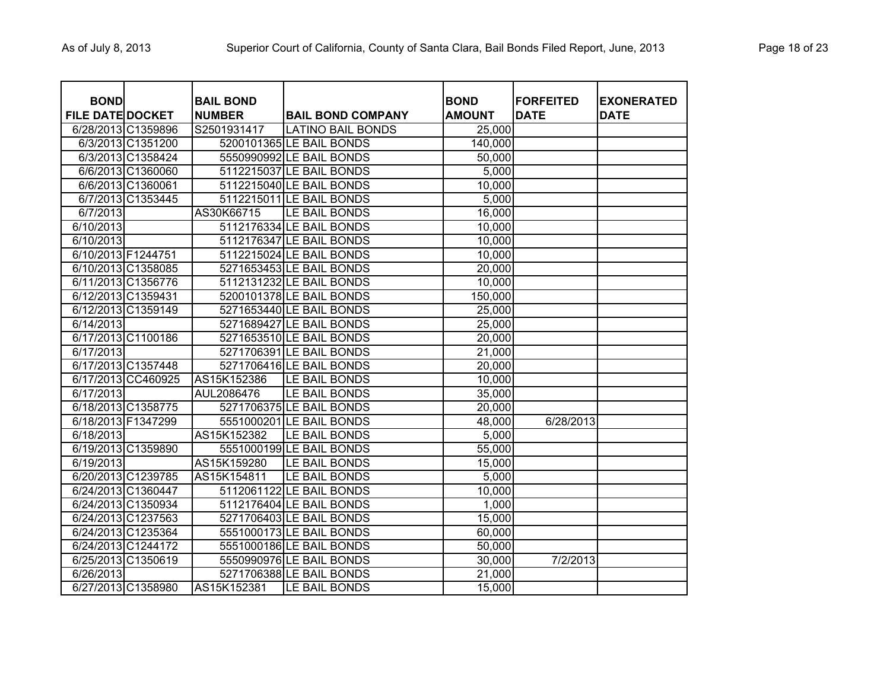| BOND FILE DATE | DOCKET | BAIL BOND NUMBER | BAIL BOND COMPANY | BOND AMOUNT | FORFEITED DATE | EXONERATED DATE |
|---|---|---|---|---|---|---|
| 6/28/2013 | C1359896 | S2501931417 | LATINO BAIL BONDS | 25,000 | | |
| 6/3/2013 | C1351200 | 5200101365 | LE BAIL BONDS | 140,000 | | |
| 6/3/2013 | C1358424 | 5550990992 | LE BAIL BONDS | 50,000 | | |
| 6/6/2013 | C1360060 | 5112215037 | LE BAIL BONDS | 5,000 | | |
| 6/6/2013 | C1360061 | 5112215040 | LE BAIL BONDS | 10,000 | | |
| 6/7/2013 | C1353445 | 5112215011 | LE BAIL BONDS | 5,000 | | |
| 6/7/2013 | | AS30K66715 | LE BAIL BONDS | 16,000 | | |
| 6/10/2013 | | 5112176334 | LE BAIL BONDS | 10,000 | | |
| 6/10/2013 | | 5112176347 | LE BAIL BONDS | 10,000 | | |
| 6/10/2013 | F1244751 | 5112215024 | LE BAIL BONDS | 10,000 | | |
| 6/10/2013 | C1358085 | 5271653453 | LE BAIL BONDS | 20,000 | | |
| 6/11/2013 | C1356776 | 5112131232 | LE BAIL BONDS | 10,000 | | |
| 6/12/2013 | C1359431 | 5200101378 | LE BAIL BONDS | 150,000 | | |
| 6/12/2013 | C1359149 | 5271653440 | LE BAIL BONDS | 25,000 | | |
| 6/14/2013 | | 5271689427 | LE BAIL BONDS | 25,000 | | |
| 6/17/2013 | C1100186 | 5271653510 | LE BAIL BONDS | 20,000 | | |
| 6/17/2013 | | 5271706391 | LE BAIL BONDS | 21,000 | | |
| 6/17/2013 | C1357448 | 5271706416 | LE BAIL BONDS | 20,000 | | |
| 6/17/2013 | CC460925 | AS15K152386 | LE BAIL BONDS | 10,000 | | |
| 6/17/2013 | | AUL2086476 | LE BAIL BONDS | 35,000 | | |
| 6/18/2013 | C1358775 | 5271706375 | LE BAIL BONDS | 20,000 | | |
| 6/18/2013 | F1347299 | 5551000201 | LE BAIL BONDS | 48,000 | 6/28/2013 | |
| 6/18/2013 | | AS15K152382 | LE BAIL BONDS | 5,000 | | |
| 6/19/2013 | C1359890 | 5551000199 | LE BAIL BONDS | 55,000 | | |
| 6/19/2013 | | AS15K159280 | LE BAIL BONDS | 15,000 | | |
| 6/20/2013 | C1239785 | AS15K154811 | LE BAIL BONDS | 5,000 | | |
| 6/24/2013 | C1360447 | 5112061122 | LE BAIL BONDS | 10,000 | | |
| 6/24/2013 | C1350934 | 5112176404 | LE BAIL BONDS | 1,000 | | |
| 6/24/2013 | C1237563 | 5271706403 | LE BAIL BONDS | 15,000 | | |
| 6/24/2013 | C1235364 | 5551000173 | LE BAIL BONDS | 60,000 | | |
| 6/24/2013 | C1244172 | 5551000186 | LE BAIL BONDS | 50,000 | | |
| 6/25/2013 | C1350619 | 5550990976 | LE BAIL BONDS | 30,000 | 7/2/2013 | |
| 6/26/2013 | | 5271706388 | LE BAIL BONDS | 21,000 | | |
| 6/27/2013 | C1358980 | AS15K152381 | LE BAIL BONDS | 15,000 | | |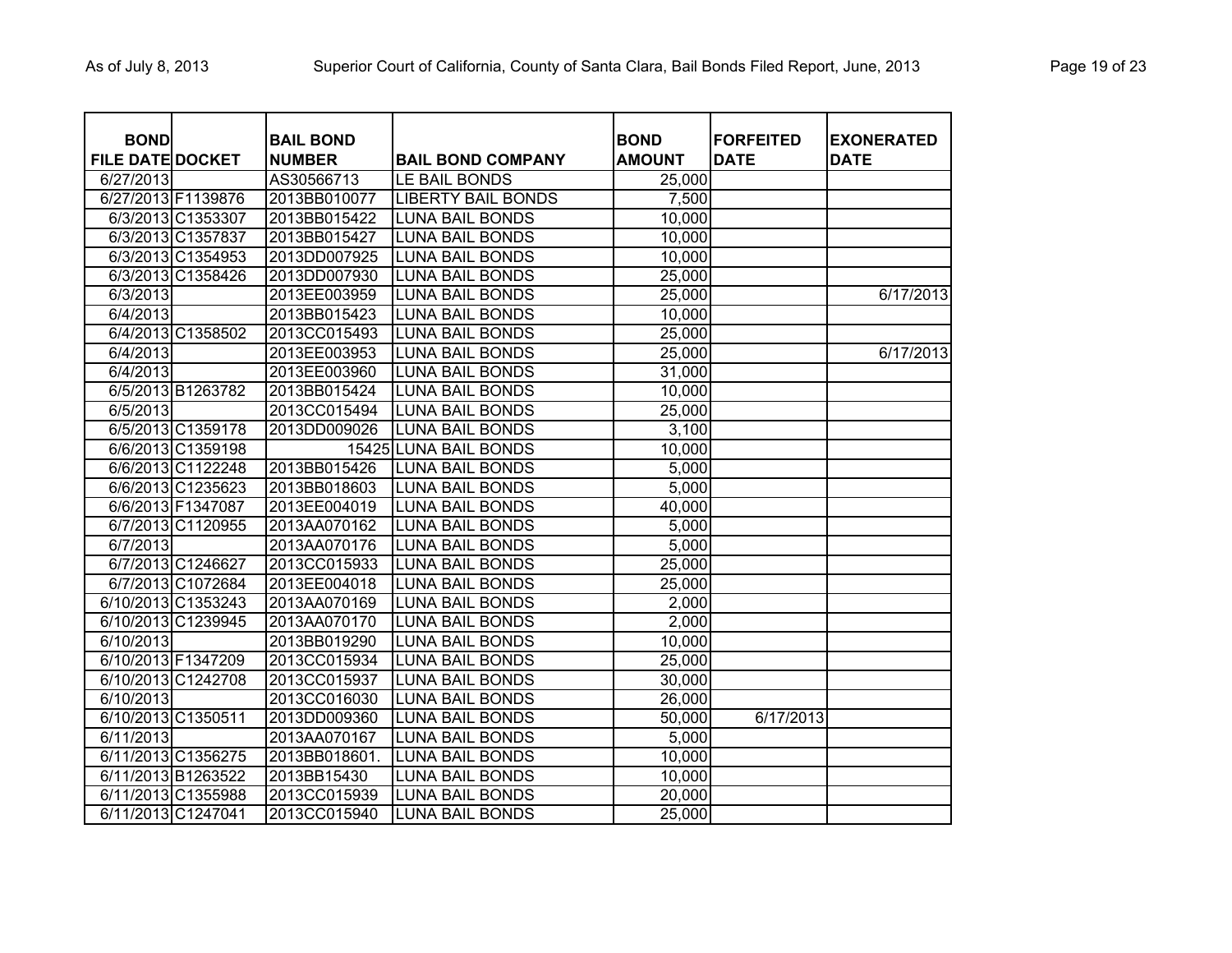| BOND FILE DATE | DOCKET | BAIL BOND NUMBER | BAIL BOND COMPANY | BOND AMOUNT | FORFEITED DATE | EXONERATED DATE |
|---|---|---|---|---|---|---|
| 6/27/2013 | | AS30566713 | LE BAIL BONDS | 25,000 | | |
| 6/27/2013 | F1139876 | 2013BB010077 | LIBERTY BAIL BONDS | 7,500 | | |
| 6/3/2013 | C1353307 | 2013BB015422 | LUNA BAIL BONDS | 10,000 | | |
| 6/3/2013 | C1357837 | 2013BB015427 | LUNA BAIL BONDS | 10,000 | | |
| 6/3/2013 | C1354953 | 2013DD007925 | LUNA BAIL BONDS | 10,000 | | |
| 6/3/2013 | C1358426 | 2013DD007930 | LUNA BAIL BONDS | 25,000 | | |
| 6/3/2013 | | 2013EE003959 | LUNA BAIL BONDS | 25,000 | | 6/17/2013 |
| 6/4/2013 | | 2013BB015423 | LUNA BAIL BONDS | 10,000 | | |
| 6/4/2013 | C1358502 | 2013CC015493 | LUNA BAIL BONDS | 25,000 | | |
| 6/4/2013 | | 2013EE003953 | LUNA BAIL BONDS | 25,000 | | 6/17/2013 |
| 6/4/2013 | | 2013EE003960 | LUNA BAIL BONDS | 31,000 | | |
| 6/5/2013 | B1263782 | 2013BB015424 | LUNA BAIL BONDS | 10,000 | | |
| 6/5/2013 | | 2013CC015494 | LUNA BAIL BONDS | 25,000 | | |
| 6/5/2013 | C1359178 | 2013DD009026 | LUNA BAIL BONDS | 3,100 | | |
| 6/6/2013 | C1359198 | 15425 | LUNA BAIL BONDS | 10,000 | | |
| 6/6/2013 | C1122248 | 2013BB015426 | LUNA BAIL BONDS | 5,000 | | |
| 6/6/2013 | C1235623 | 2013BB018603 | LUNA BAIL BONDS | 5,000 | | |
| 6/6/2013 | F1347087 | 2013EE004019 | LUNA BAIL BONDS | 40,000 | | |
| 6/7/2013 | C1120955 | 2013AA070162 | LUNA BAIL BONDS | 5,000 | | |
| 6/7/2013 | | 2013AA070176 | LUNA BAIL BONDS | 5,000 | | |
| 6/7/2013 | C1246627 | 2013CC015933 | LUNA BAIL BONDS | 25,000 | | |
| 6/7/2013 | C1072684 | 2013EE004018 | LUNA BAIL BONDS | 25,000 | | |
| 6/10/2013 | C1353243 | 2013AA070169 | LUNA BAIL BONDS | 2,000 | | |
| 6/10/2013 | C1239945 | 2013AA070170 | LUNA BAIL BONDS | 2,000 | | |
| 6/10/2013 | | 2013BB019290 | LUNA BAIL BONDS | 10,000 | | |
| 6/10/2013 | F1347209 | 2013CC015934 | LUNA BAIL BONDS | 25,000 | | |
| 6/10/2013 | C1242708 | 2013CC015937 | LUNA BAIL BONDS | 30,000 | | |
| 6/10/2013 | | 2013CC016030 | LUNA BAIL BONDS | 26,000 | | |
| 6/10/2013 | C1350511 | 2013DD009360 | LUNA BAIL BONDS | 50,000 | 6/17/2013 | |
| 6/11/2013 | | 2013AA070167 | LUNA BAIL BONDS | 5,000 | | |
| 6/11/2013 | C1356275 | 2013BB018601. | LUNA BAIL BONDS | 10,000 | | |
| 6/11/2013 | B1263522 | 2013BB15430 | LUNA BAIL BONDS | 10,000 | | |
| 6/11/2013 | C1355988 | 2013CC015939 | LUNA BAIL BONDS | 20,000 | | |
| 6/11/2013 | C1247041 | 2013CC015940 | LUNA BAIL BONDS | 25,000 | | |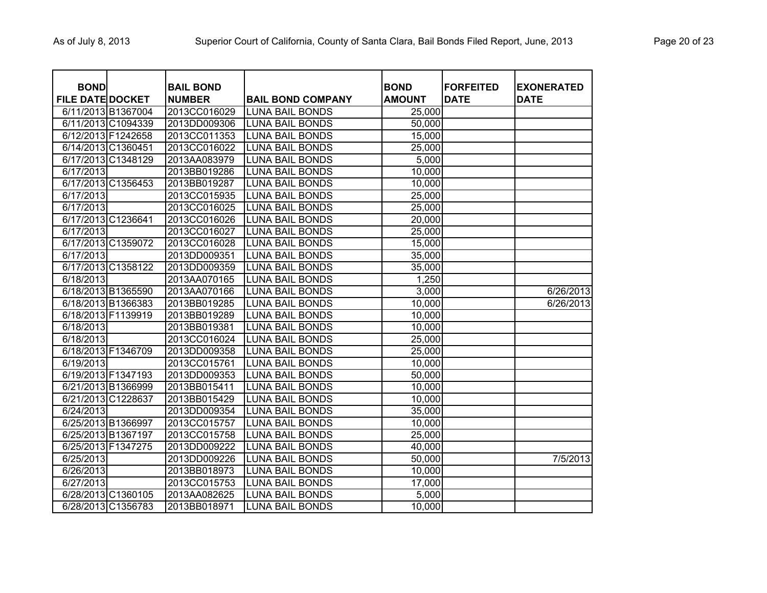| BOND FILE DATE | DOCKET | BAIL BOND NUMBER | BAIL BOND COMPANY | BOND AMOUNT | FORFEITED DATE | EXONERATED DATE |
|---|---|---|---|---|---|---|
| 6/11/2013 | B1367004 | 2013CC016029 | LUNA BAIL BONDS | 25,000 | | |
| 6/11/2013 | C1094339 | 2013DD009306 | LUNA BAIL BONDS | 50,000 | | |
| 6/12/2013 | F1242658 | 2013CC011353 | LUNA BAIL BONDS | 15,000 | | |
| 6/14/2013 | C1360451 | 2013CC016022 | LUNA BAIL BONDS | 25,000 | | |
| 6/17/2013 | C1348129 | 2013AA083979 | LUNA BAIL BONDS | 5,000 | | |
| 6/17/2013 | | 2013BB019286 | LUNA BAIL BONDS | 10,000 | | |
| 6/17/2013 | C1356453 | 2013BB019287 | LUNA BAIL BONDS | 10,000 | | |
| 6/17/2013 | | 2013CC015935 | LUNA BAIL BONDS | 25,000 | | |
| 6/17/2013 | | 2013CC016025 | LUNA BAIL BONDS | 25,000 | | |
| 6/17/2013 | C1236641 | 2013CC016026 | LUNA BAIL BONDS | 20,000 | | |
| 6/17/2013 | | 2013CC016027 | LUNA BAIL BONDS | 25,000 | | |
| 6/17/2013 | C1359072 | 2013CC016028 | LUNA BAIL BONDS | 15,000 | | |
| 6/17/2013 | | 2013DD009351 | LUNA BAIL BONDS | 35,000 | | |
| 6/17/2013 | C1358122 | 2013DD009359 | LUNA BAIL BONDS | 35,000 | | |
| 6/18/2013 | | 2013AA070165 | LUNA BAIL BONDS | 1,250 | | |
| 6/18/2013 | B1365590 | 2013AA070166 | LUNA BAIL BONDS | 3,000 | | 6/26/2013 |
| 6/18/2013 | B1366383 | 2013BB019285 | LUNA BAIL BONDS | 10,000 | | 6/26/2013 |
| 6/18/2013 | F1139919 | 2013BB019289 | LUNA BAIL BONDS | 10,000 | | |
| 6/18/2013 | | 2013BB019381 | LUNA BAIL BONDS | 10,000 | | |
| 6/18/2013 | | 2013CC016024 | LUNA BAIL BONDS | 25,000 | | |
| 6/18/2013 | F1346709 | 2013DD009358 | LUNA BAIL BONDS | 25,000 | | |
| 6/19/2013 | | 2013CC015761 | LUNA BAIL BONDS | 10,000 | | |
| 6/19/2013 | F1347193 | 2013DD009353 | LUNA BAIL BONDS | 50,000 | | |
| 6/21/2013 | B1366999 | 2013BB015411 | LUNA BAIL BONDS | 10,000 | | |
| 6/21/2013 | C1228637 | 2013BB015429 | LUNA BAIL BONDS | 10,000 | | |
| 6/24/2013 | | 2013DD009354 | LUNA BAIL BONDS | 35,000 | | |
| 6/25/2013 | B1366997 | 2013CC015757 | LUNA BAIL BONDS | 10,000 | | |
| 6/25/2013 | B1367197 | 2013CC015758 | LUNA BAIL BONDS | 25,000 | | |
| 6/25/2013 | F1347275 | 2013DD009222 | LUNA BAIL BONDS | 40,000 | | |
| 6/25/2013 | | 2013DD009226 | LUNA BAIL BONDS | 50,000 | | 7/5/2013 |
| 6/26/2013 | | 2013BB018973 | LUNA BAIL BONDS | 10,000 | | |
| 6/27/2013 | | 2013CC015753 | LUNA BAIL BONDS | 17,000 | | |
| 6/28/2013 | C1360105 | 2013AA082625 | LUNA BAIL BONDS | 5,000 | | |
| 6/28/2013 | C1356783 | 2013BB018971 | LUNA BAIL BONDS | 10,000 | | |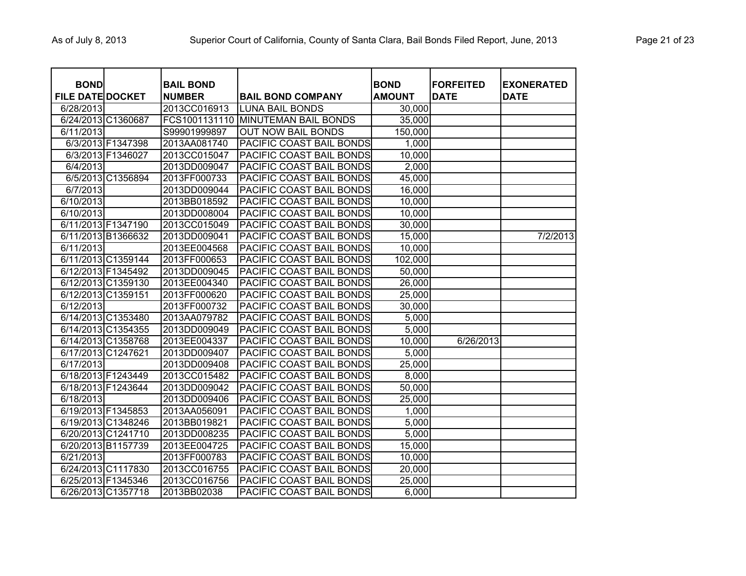| BOND FILE DATE | DOCKET | BAIL BOND NUMBER | BAIL BOND COMPANY | BOND AMOUNT | FORFEITED DATE | EXONERATED DATE |
|---|---|---|---|---|---|---|
| 6/28/2013 | | 2013CC016913 | LUNA BAIL BONDS | 30,000 | | |
| 6/24/2013 | C1360687 | FCS1001131110 | MINUTEMAN BAIL BONDS | 35,000 | | |
| 6/11/2013 | | S99901999897 | OUT NOW BAIL BONDS | 150,000 | | |
| 6/3/2013 | F1347398 | 2013AA081740 | PACIFIC COAST BAIL BONDS | 1,000 | | |
| 6/3/2013 | F1346027 | 2013CC015047 | PACIFIC COAST BAIL BONDS | 10,000 | | |
| 6/4/2013 | | 2013DD009047 | PACIFIC COAST BAIL BONDS | 2,000 | | |
| 6/5/2013 | C1356894 | 2013FF000733 | PACIFIC COAST BAIL BONDS | 45,000 | | |
| 6/7/2013 | | 2013DD009044 | PACIFIC COAST BAIL BONDS | 16,000 | | |
| 6/10/2013 | | 2013BB018592 | PACIFIC COAST BAIL BONDS | 10,000 | | |
| 6/10/2013 | | 2013DD008004 | PACIFIC COAST BAIL BONDS | 10,000 | | |
| 6/11/2013 | F1347190 | 2013CC015049 | PACIFIC COAST BAIL BONDS | 30,000 | | |
| 6/11/2013 | B1366632 | 2013DD009041 | PACIFIC COAST BAIL BONDS | 15,000 | | 7/2/2013 |
| 6/11/2013 | | 2013EE004568 | PACIFIC COAST BAIL BONDS | 10,000 | | |
| 6/11/2013 | C1359144 | 2013FF000653 | PACIFIC COAST BAIL BONDS | 102,000 | | |
| 6/12/2013 | F1345492 | 2013DD009045 | PACIFIC COAST BAIL BONDS | 50,000 | | |
| 6/12/2013 | C1359130 | 2013EE004340 | PACIFIC COAST BAIL BONDS | 26,000 | | |
| 6/12/2013 | C1359151 | 2013FF000620 | PACIFIC COAST BAIL BONDS | 25,000 | | |
| 6/12/2013 | | 2013FF000732 | PACIFIC COAST BAIL BONDS | 30,000 | | |
| 6/14/2013 | C1353480 | 2013AA079782 | PACIFIC COAST BAIL BONDS | 5,000 | | |
| 6/14/2013 | C1354355 | 2013DD009049 | PACIFIC COAST BAIL BONDS | 5,000 | | |
| 6/14/2013 | C1358768 | 2013EE004337 | PACIFIC COAST BAIL BONDS | 10,000 | 6/26/2013 | |
| 6/17/2013 | C1247621 | 2013DD009407 | PACIFIC COAST BAIL BONDS | 5,000 | | |
| 6/17/2013 | | 2013DD009408 | PACIFIC COAST BAIL BONDS | 25,000 | | |
| 6/18/2013 | F1243449 | 2013CC015482 | PACIFIC COAST BAIL BONDS | 8,000 | | |
| 6/18/2013 | F1243644 | 2013DD009042 | PACIFIC COAST BAIL BONDS | 50,000 | | |
| 6/18/2013 | | 2013DD009406 | PACIFIC COAST BAIL BONDS | 25,000 | | |
| 6/19/2013 | F1345853 | 2013AA056091 | PACIFIC COAST BAIL BONDS | 1,000 | | |
| 6/19/2013 | C1348246 | 2013BB019821 | PACIFIC COAST BAIL BONDS | 5,000 | | |
| 6/20/2013 | C1241710 | 2013DD008235 | PACIFIC COAST BAIL BONDS | 5,000 | | |
| 6/20/2013 | B1157739 | 2013EE004725 | PACIFIC COAST BAIL BONDS | 15,000 | | |
| 6/21/2013 | | 2013FF000783 | PACIFIC COAST BAIL BONDS | 10,000 | | |
| 6/24/2013 | C1117830 | 2013CC016755 | PACIFIC COAST BAIL BONDS | 20,000 | | |
| 6/25/2013 | F1345346 | 2013CC016756 | PACIFIC COAST BAIL BONDS | 25,000 | | |
| 6/26/2013 | C1357718 | 2013BB02038 | PACIFIC COAST BAIL BONDS | 6,000 | | |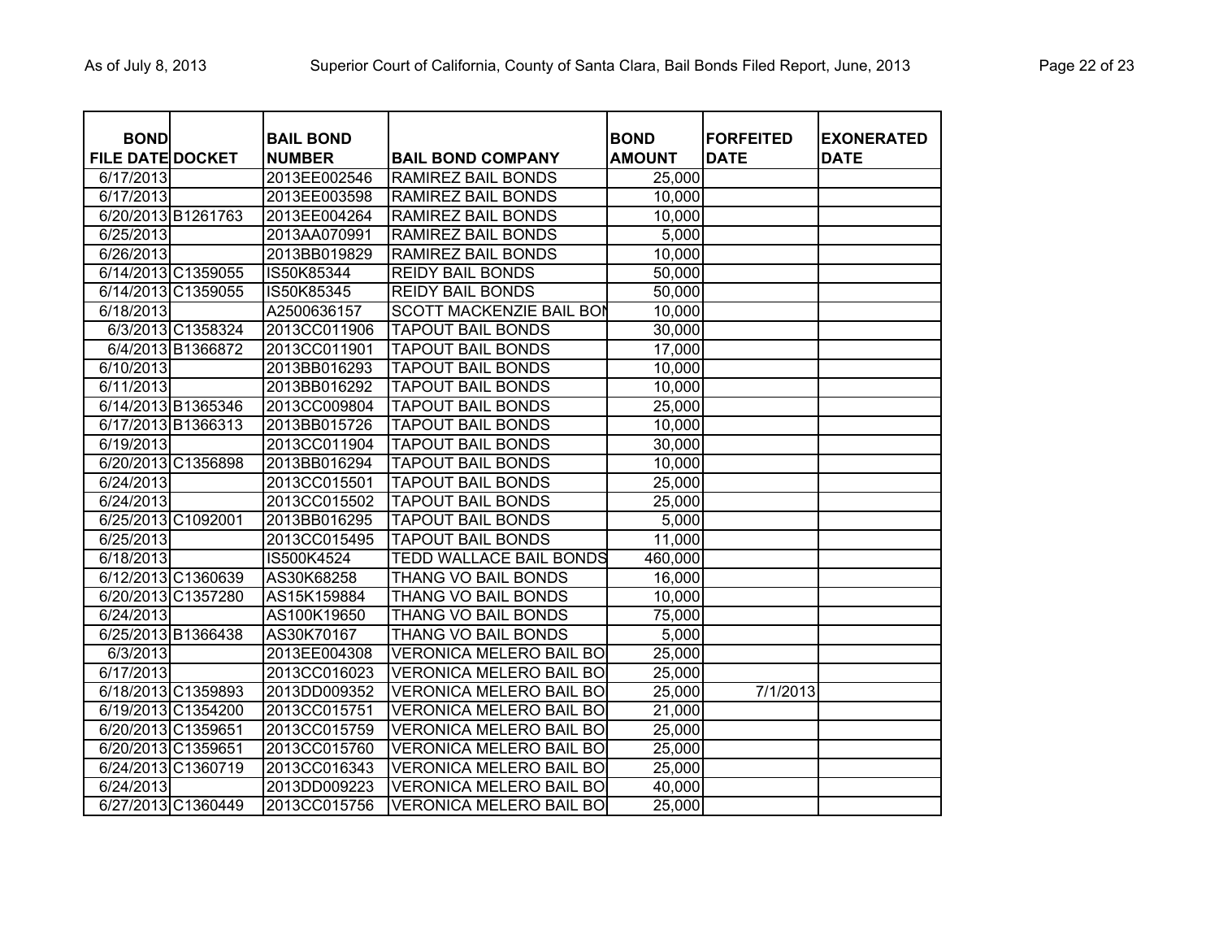| BOND FILE DATE | DOCKET | BAIL BOND NUMBER | BAIL BOND COMPANY | BOND AMOUNT | FORFEITED DATE | EXONERATED DATE |
|---|---|---|---|---|---|---|
| 6/17/2013 | | 2013EE002546 | RAMIREZ BAIL BONDS | 25,000 | | |
| 6/17/2013 | | 2013EE003598 | RAMIREZ BAIL BONDS | 10,000 | | |
| 6/20/2013 | B1261763 | 2013EE004264 | RAMIREZ BAIL BONDS | 10,000 | | |
| 6/25/2013 | | 2013AA070991 | RAMIREZ BAIL BONDS | 5,000 | | |
| 6/26/2013 | | 2013BB019829 | RAMIREZ BAIL BONDS | 10,000 | | |
| 6/14/2013 | C1359055 | IS50K85344 | REIDY BAIL BONDS | 50,000 | | |
| 6/14/2013 | C1359055 | IS50K85345 | REIDY BAIL BONDS | 50,000 | | |
| 6/18/2013 | | A2500636157 | SCOTT MACKENZIE BAIL BON | 10,000 | | |
| 6/3/2013 | C1358324 | 2013CC011906 | TAPOUT BAIL BONDS | 30,000 | | |
| 6/4/2013 | B1366872 | 2013CC011901 | TAPOUT BAIL BONDS | 17,000 | | |
| 6/10/2013 | | 2013BB016293 | TAPOUT BAIL BONDS | 10,000 | | |
| 6/11/2013 | | 2013BB016292 | TAPOUT BAIL BONDS | 10,000 | | |
| 6/14/2013 | B1365346 | 2013CC009804 | TAPOUT BAIL BONDS | 25,000 | | |
| 6/17/2013 | B1366313 | 2013BB015726 | TAPOUT BAIL BONDS | 10,000 | | |
| 6/19/2013 | | 2013CC011904 | TAPOUT BAIL BONDS | 30,000 | | |
| 6/20/2013 | C1356898 | 2013BB016294 | TAPOUT BAIL BONDS | 10,000 | | |
| 6/24/2013 | | 2013CC015501 | TAPOUT BAIL BONDS | 25,000 | | |
| 6/24/2013 | | 2013CC015502 | TAPOUT BAIL BONDS | 25,000 | | |
| 6/25/2013 | C1092001 | 2013BB016295 | TAPOUT BAIL BONDS | 5,000 | | |
| 6/25/2013 | | 2013CC015495 | TAPOUT BAIL BONDS | 11,000 | | |
| 6/18/2013 | | IS500K4524 | TEDD WALLACE BAIL BONDS | 460,000 | | |
| 6/12/2013 | C1360639 | AS30K68258 | THANG VO BAIL BONDS | 16,000 | | |
| 6/20/2013 | C1357280 | AS15K159884 | THANG VO BAIL BONDS | 10,000 | | |
| 6/24/2013 | | AS100K19650 | THANG VO BAIL BONDS | 75,000 | | |
| 6/25/2013 | B1366438 | AS30K70167 | THANG VO BAIL BONDS | 5,000 | | |
| 6/3/2013 | | 2013EE004308 | VERONICA MELERO BAIL BO | 25,000 | | |
| 6/17/2013 | | 2013CC016023 | VERONICA MELERO BAIL BO | 25,000 | | |
| 6/18/2013 | C1359893 | 2013DD009352 | VERONICA MELERO BAIL BO | 25,000 | 7/1/2013 | |
| 6/19/2013 | C1354200 | 2013CC015751 | VERONICA MELERO BAIL BO | 21,000 | | |
| 6/20/2013 | C1359651 | 2013CC015759 | VERONICA MELERO BAIL BO | 25,000 | | |
| 6/20/2013 | C1359651 | 2013CC015760 | VERONICA MELERO BAIL BO | 25,000 | | |
| 6/24/2013 | C1360719 | 2013CC016343 | VERONICA MELERO BAIL BO | 25,000 | | |
| 6/24/2013 | | 2013DD009223 | VERONICA MELERO BAIL BO | 40,000 | | |
| 6/27/2013 | C1360449 | 2013CC015756 | VERONICA MELERO BAIL BO | 25,000 | | |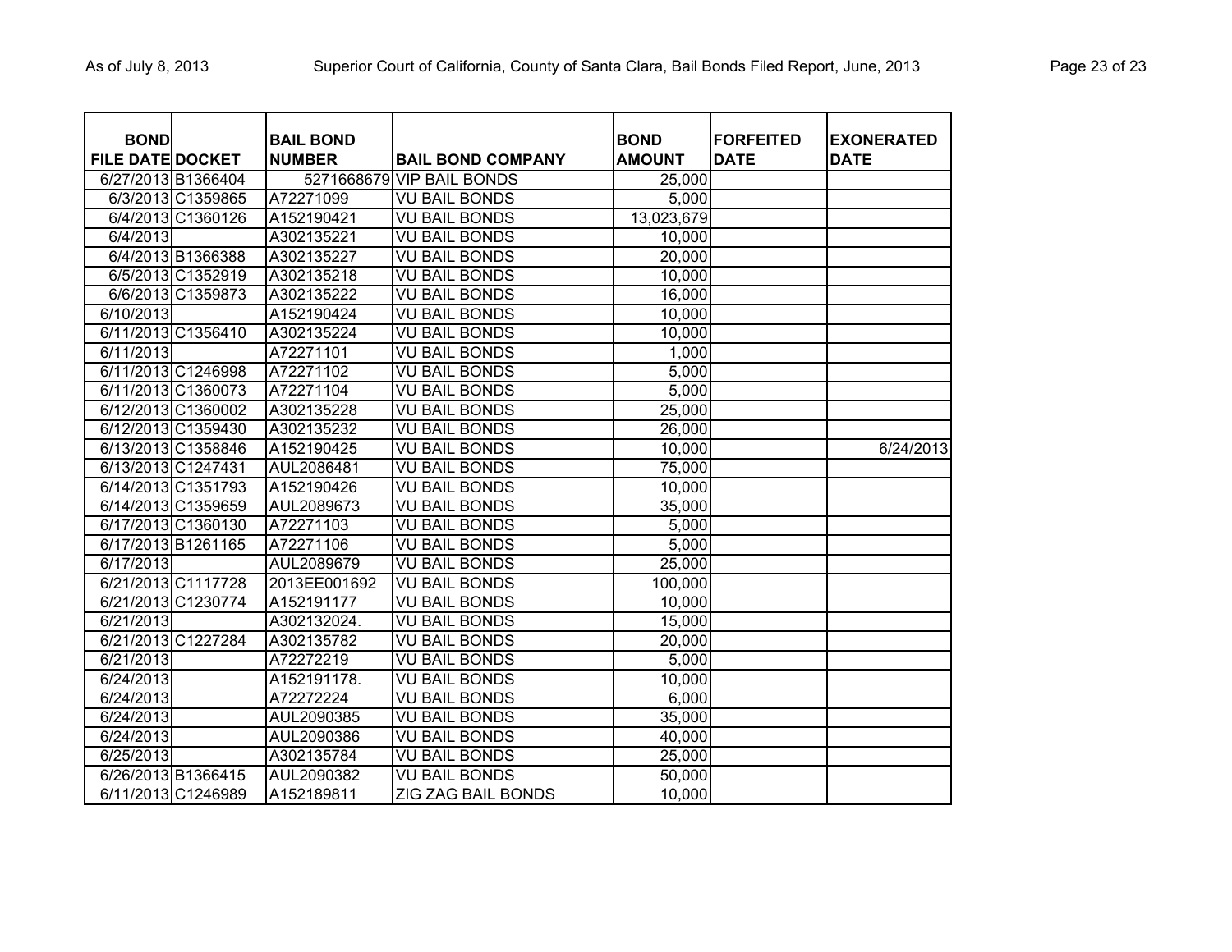| BOND FILE DATE | DOCKET | BAIL BOND NUMBER | BAIL BOND COMPANY | BOND AMOUNT | FORFEITED DATE | EXONERATED DATE |
|---|---|---|---|---|---|---|
| 6/27/2013 | B1366404 | 5271668679 | VIP BAIL BONDS | 25,000 | | |
| 6/3/2013 | C1359865 | A72271099 | VU BAIL BONDS | 5,000 | | |
| 6/4/2013 | C1360126 | A152190421 | VU BAIL BONDS | 13,023,679 | | |
| 6/4/2013 | | A302135221 | VU BAIL BONDS | 10,000 | | |
| 6/4/2013 | B1366388 | A302135227 | VU BAIL BONDS | 20,000 | | |
| 6/5/2013 | C1352919 | A302135218 | VU BAIL BONDS | 10,000 | | |
| 6/6/2013 | C1359873 | A302135222 | VU BAIL BONDS | 16,000 | | |
| 6/10/2013 | | A152190424 | VU BAIL BONDS | 10,000 | | |
| 6/11/2013 | C1356410 | A302135224 | VU BAIL BONDS | 10,000 | | |
| 6/11/2013 | | A72271101 | VU BAIL BONDS | 1,000 | | |
| 6/11/2013 | C1246998 | A72271102 | VU BAIL BONDS | 5,000 | | |
| 6/11/2013 | C1360073 | A72271104 | VU BAIL BONDS | 5,000 | | |
| 6/12/2013 | C1360002 | A302135228 | VU BAIL BONDS | 25,000 | | |
| 6/12/2013 | C1359430 | A302135232 | VU BAIL BONDS | 26,000 | | |
| 6/13/2013 | C1358846 | A152190425 | VU BAIL BONDS | 10,000 | | 6/24/2013 |
| 6/13/2013 | C1247431 | AUL2086481 | VU BAIL BONDS | 75,000 | | |
| 6/13/2013 | C1351793 | A152190426 | VU BAIL BONDS | 10,000 | | |
| 6/14/2013 | C1359659 | AUL2089673 | VU BAIL BONDS | 35,000 | | |
| 6/17/2013 | C1360130 | A72271103 | VU BAIL BONDS | 5,000 | | |
| 6/17/2013 | B1261165 | A72271106 | VU BAIL BONDS | 5,000 | | |
| 6/17/2013 | | AUL2089679 | VU BAIL BONDS | 25,000 | | |
| 6/21/2013 | C1117728 | 2013EE001692 | VU BAIL BONDS | 100,000 | | |
| 6/21/2013 | C1230774 | A152191177 | VU BAIL BONDS | 10,000 | | |
| 6/21/2013 | | A302132024. | VU BAIL BONDS | 15,000 | | |
| 6/21/2013 | C1227284 | A302135782 | VU BAIL BONDS | 20,000 | | |
| 6/21/2013 | | A72272219 | VU BAIL BONDS | 5,000 | | |
| 6/24/2013 | | A152191178. | VU BAIL BONDS | 10,000 | | |
| 6/24/2013 | | A72272224 | VU BAIL BONDS | 6,000 | | |
| 6/24/2013 | | AUL2090385 | VU BAIL BONDS | 35,000 | | |
| 6/24/2013 | | AUL2090386 | VU BAIL BONDS | 40,000 | | |
| 6/25/2013 | | A302135784 | VU BAIL BONDS | 25,000 | | |
| 6/26/2013 | B1366415 | AUL2090382 | VU BAIL BONDS | 50,000 | | |
| 6/11/2013 | C1246989 | A152189811 | ZIG ZAG BAIL BONDS | 10,000 | | |